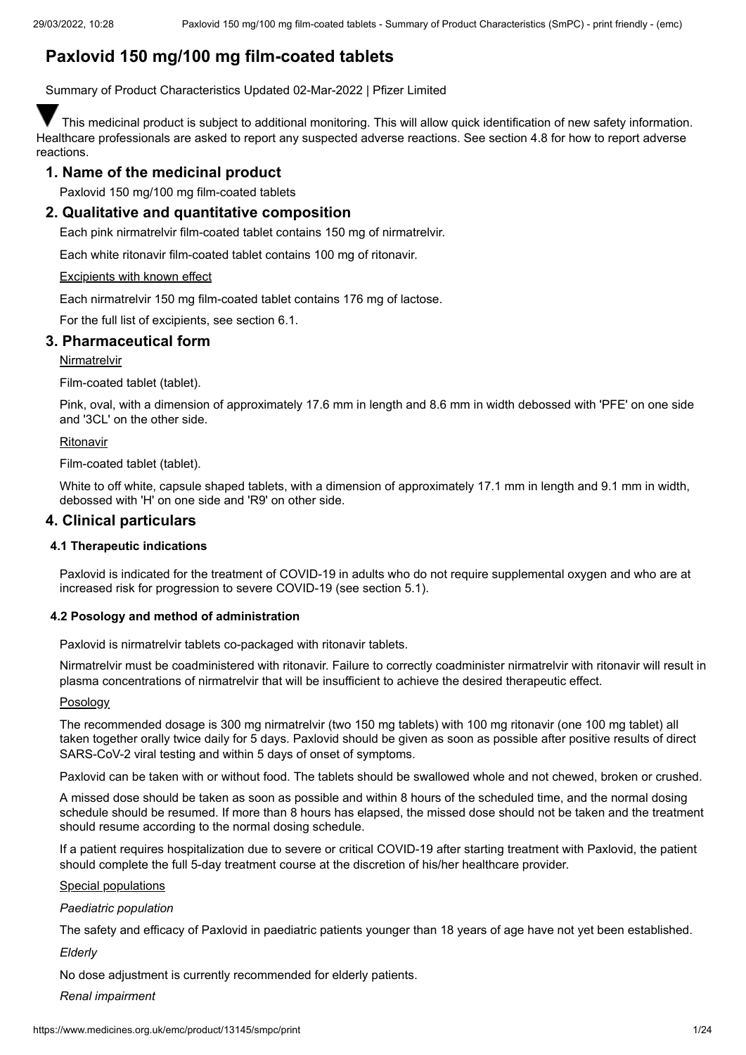# Paxlovid 150 mg/100 mg film-coated tablets

Summary of Product Characteristics Updated 02-Mar-2022 | Pfizer Limited

▼ This medicinal product is subject to additional monitoring. This will allow quick identification of new safety information. Healthcare professionals are asked to report any suspected adverse reactions. See section 4.8 for how to report adverse reactions.

## 1. Name of the medicinal product

Paxlovid 150 mg/100 mg film-coated tablets

## 2. Qualitative and quantitative composition

Each pink nirmatrelvir film-coated tablet contains 150 mg of nirmatrelvir.

Each white ritonavir film-coated tablet contains 100 mg of ritonavir.

Excipients with known effect

Each nirmatrelvir 150 mg film-coated tablet contains 176 mg of lactose.

For the full list of excipients, see section 6.1.

## 3. Pharmaceutical form

Nirmatrelvir

Film-coated tablet (tablet).

Pink, oval, with a dimension of approximately 17.6 mm in length and 8.6 mm in width debossed with 'PFE' on one side and '3CL' on the other side.

Ritonavir

Film-coated tablet (tablet).

White to off white, capsule shaped tablets, with a dimension of approximately 17.1 mm in length and 9.1 mm in width, debossed with 'H' on one side and 'R9' on other side.

## 4. Clinical particulars

### 4.1 Therapeutic indications

Paxlovid is indicated for the treatment of COVID-19 in adults who do not require supplemental oxygen and who are at increased risk for progression to severe COVID-19 (see section 5.1).

### 4.2 Posology and method of administration

Paxlovid is nirmatrelvir tablets co-packaged with ritonavir tablets.

Nirmatrelvir must be coadministered with ritonavir. Failure to correctly coadminister nirmatrelvir with ritonavir will result in plasma concentrations of nirmatrelvir that will be insufficient to achieve the desired therapeutic effect.

Posology

The recommended dosage is 300 mg nirmatrelvir (two 150 mg tablets) with 100 mg ritonavir (one 100 mg tablet) all taken together orally twice daily for 5 days. Paxlovid should be given as soon as possible after positive results of direct SARS-CoV-2 viral testing and within 5 days of onset of symptoms.

Paxlovid can be taken with or without food. The tablets should be swallowed whole and not chewed, broken or crushed.

A missed dose should be taken as soon as possible and within 8 hours of the scheduled time, and the normal dosing schedule should be resumed. If more than 8 hours has elapsed, the missed dose should not be taken and the treatment should resume according to the normal dosing schedule.

If a patient requires hospitalization due to severe or critical COVID-19 after starting treatment with Paxlovid, the patient should complete the full 5-day treatment course at the discretion of his/her healthcare provider.

Special populations

*Paediatric population*

The safety and efficacy of Paxlovid in paediatric patients younger than 18 years of age have not yet been established.

*Elderly*

No dose adjustment is currently recommended for elderly patients.

*Renal impairment*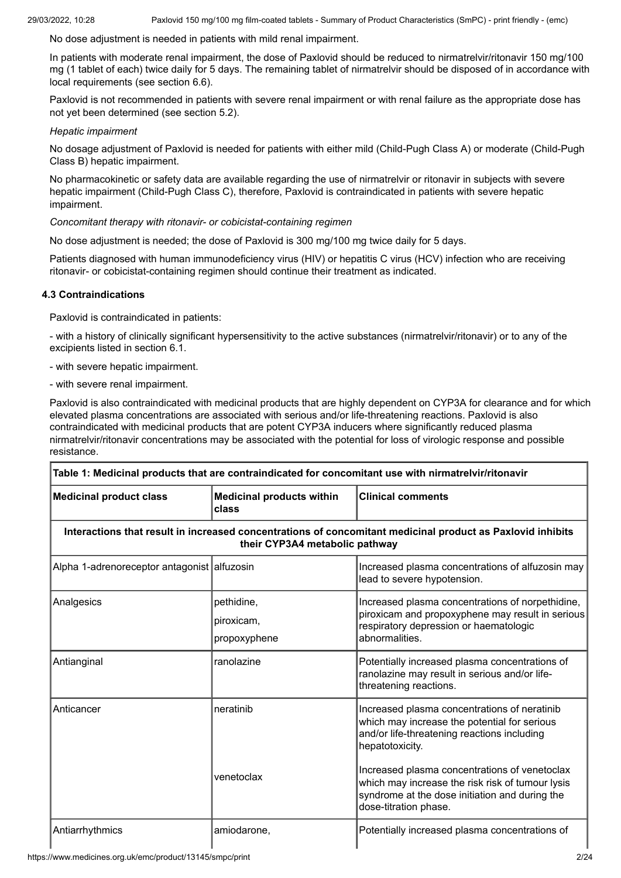No dose adjustment is needed in patients with mild renal impairment.

In patients with moderate renal impairment, the dose of Paxlovid should be reduced to nirmatrelvir/ritonavir 150 mg/100 mg (1 tablet of each) twice daily for 5 days. The remaining tablet of nirmatrelvir should be disposed of in accordance with local requirements (see section 6.6).

Paxlovid is not recommended in patients with severe renal impairment or with renal failure as the appropriate dose has not yet been determined (see section 5.2).

*Hepatic impairment*

No dosage adjustment of Paxlovid is needed for patients with either mild (Child-Pugh Class A) or moderate (Child-Pugh Class B) hepatic impairment.

No pharmacokinetic or safety data are available regarding the use of nirmatrelvir or ritonavir in subjects with severe hepatic impairment (Child-Pugh Class C), therefore, Paxlovid is contraindicated in patients with severe hepatic impairment.

*Concomitant therapy with ritonavir- or cobicistat-containing regimen*

No dose adjustment is needed; the dose of Paxlovid is 300 mg/100 mg twice daily for 5 days.

Patients diagnosed with human immunodeficiency virus (HIV) or hepatitis C virus (HCV) infection who are receiving ritonavir- or cobicistat-containing regimen should continue their treatment as indicated.

### 4.3 Contraindications

Paxlovid is contraindicated in patients:

- with a history of clinically significant hypersensitivity to the active substances (nirmatrelvir/ritonavir) or to any of the excipients listed in section 6.1.

- with severe hepatic impairment.

- with severe renal impairment.

Paxlovid is also contraindicated with medicinal products that are highly dependent on CYP3A for clearance and for which elevated plasma concentrations are associated with serious and/or life-threatening reactions. Paxlovid is also contraindicated with medicinal products that are potent CYP3A inducers where significantly reduced plasma nirmatrelvir/ritonavir concentrations may be associated with the potential for loss of virologic response and possible resistance.

| **Table 1: Medicinal products that are contraindicated for concomitant use with nirmatrelvir/ritonavir** | | |
|---|---|---|
| **Medicinal product class** | **Medicinal products within class** | **Clinical comments** |
| **Interactions that result in increased concentrations of concomitant medicinal product as Paxlovid inhibits their CYP3A4 metabolic pathway** | | |
| Alpha 1-adrenoreceptor antagonist | alfuzosin | Increased plasma concentrations of alfuzosin may lead to severe hypotension. |
| Analgesics | pethidine,<br>piroxicam,<br>propoxyphene | Increased plasma concentrations of norpethidine, piroxicam and propoxyphene may result in serious respiratory depression or haematologic abnormalities. |
| Antianginal | ranolazine | Potentially increased plasma concentrations of ranolazine may result in serious and/or life-threatening reactions. |
| Anticancer | neratinib<br><br>venetoclax | Increased plasma concentrations of neratinib which may increase the potential for serious and/or life-threatening reactions including hepatotoxicity.<br><br>Increased plasma concentrations of venetoclax which may increase the risk risk of tumour lysis syndrome at the dose initiation and during the dose-titration phase. |
| Antiarrhythmics | amiodarone, | Potentially increased plasma concentrations of |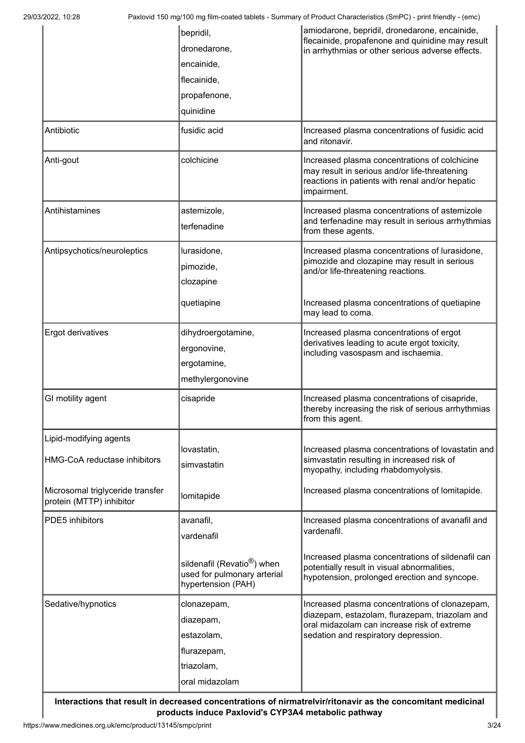| | | |
|---|---|---|
| | bepridil,<br>dronedarone,<br>encainide,<br>flecainide,<br>propafenone,<br>quinidine | amiodarone, bepridil, dronedarone, encainide, flecainide, propafenone and quinidine may result in arrhythmias or other serious adverse effects. |
| Antibiotic | fusidic acid | Increased plasma concentrations of fusidic acid and ritonavir. |
| Anti-gout | colchicine | Increased plasma concentrations of colchicine may result in serious and/or life-threatening reactions in patients with renal and/or hepatic impairment. |
| Antihistamines | astemizole,<br>terfenadine | Increased plasma concentrations of astemizole and terfenadine may result in serious arrhythmias from these agents. |
| Antipsychotics/neuroleptics | lurasidone,<br>pimozide,<br>clozapine | Increased plasma concentrations of lurasidone, pimozide and clozapine may result in serious and/or life-threatening reactions. |
| | quetiapine | Increased plasma concentrations of quetiapine may lead to coma. |
| Ergot derivatives | dihydroergotamine,<br>ergonovine,<br>ergotamine,<br>methylergonovine | Increased plasma concentrations of ergot derivatives leading to acute ergot toxicity, including vasospasm and ischaemia. |
| GI motility agent | cisapride | Increased plasma concentrations of cisapride, thereby increasing the risk of serious arrhythmias from this agent. |
| Lipid-modifying agents<br>HMG-CoA reductase inhibitors | lovastatin,<br>simvastatin | Increased plasma concentrations of lovastatin and simvastatin resulting in increased risk of myopathy, including rhabdomyolysis. |
| Microsomal triglyceride transfer protein (MTTP) inhibitor | lomitapide | Increased plasma concentrations of lomitapide. |
| PDE5 inhibitors | avanafil,<br>vardenafil | Increased plasma concentrations of avanafil and vardenafil. |
| | sildenafil (Revatio®) when used for pulmonary arterial hypertension (PAH) | Increased plasma concentrations of sildenafil can potentially result in visual abnormalities, hypotension, prolonged erection and syncope. |
| Sedative/hypnotics | clonazepam,<br>diazepam,<br>estazolam,<br>flurazepam,<br>triazolam,<br>oral midazolam | Increased plasma concentrations of clonazepam, diazepam, estazolam, flurazepam, triazolam and oral midazolam can increase risk of extreme sedation and respiratory depression. |
| **Interactions that result in decreased concentrations of nirmatrelvir/ritonavir as the concomitant medicinal products induce Paxlovid's CYP3A4 metabolic pathway** | | |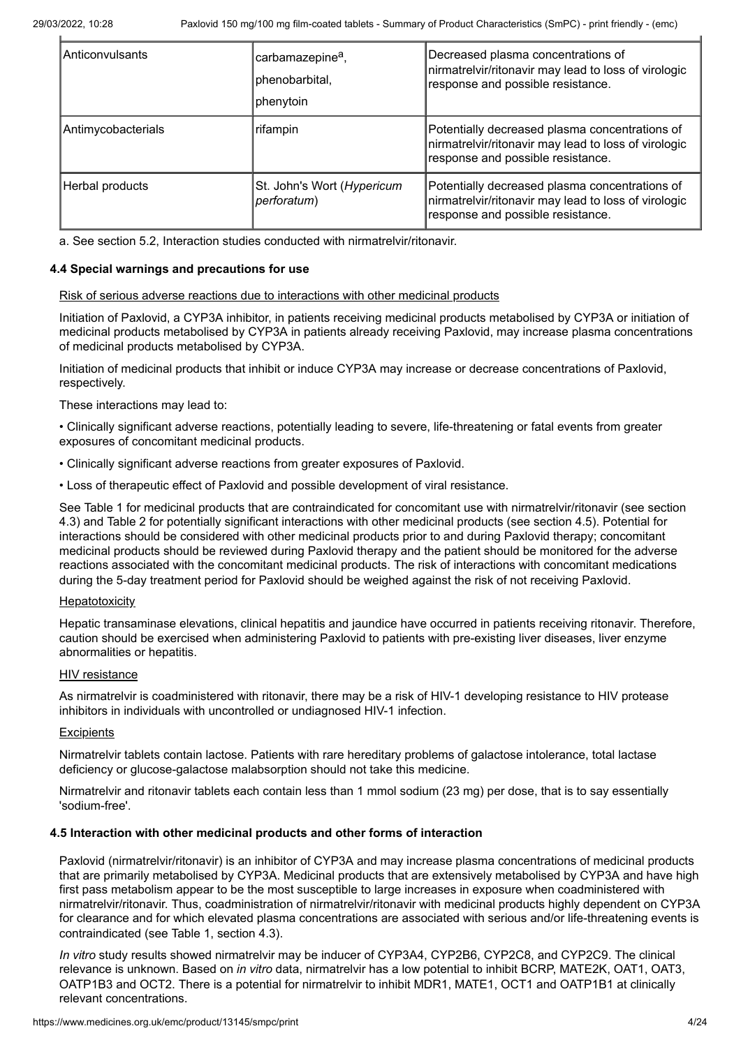| Anticonvulsants | carbamazepine[a], phenobarbital, phenytoin | Decreased plasma concentrations of nirmatrelvir/ritonavir may lead to loss of virologic response and possible resistance. |
| --- | --- | --- |
| Antimycobacterials | rifampin | Potentially decreased plasma concentrations of nirmatrelvir/ritonavir may lead to loss of virologic response and possible resistance. |
| Herbal products | St. John's Wort (*Hypericum perforatum*) | Potentially decreased plasma concentrations of nirmatrelvir/ritonavir may lead to loss of virologic response and possible resistance. |

a. See section 5.2, Interaction studies conducted with nirmatrelvir/ritonavir.

### 4.4 Special warnings and precautions for use

Risk of serious adverse reactions due to interactions with other medicinal products

Initiation of Paxlovid, a CYP3A inhibitor, in patients receiving medicinal products metabolised by CYP3A or initiation of medicinal products metabolised by CYP3A in patients already receiving Paxlovid, may increase plasma concentrations of medicinal products metabolised by CYP3A.

Initiation of medicinal products that inhibit or induce CYP3A may increase or decrease concentrations of Paxlovid, respectively.

These interactions may lead to:

- Clinically significant adverse reactions, potentially leading to severe, life-threatening or fatal events from greater exposures of concomitant medicinal products.
- Clinically significant adverse reactions from greater exposures of Paxlovid.
- Loss of therapeutic effect of Paxlovid and possible development of viral resistance.

See Table 1 for medicinal products that are contraindicated for concomitant use with nirmatrelvir/ritonavir (see section 4.3) and Table 2 for potentially significant interactions with other medicinal products (see section 4.5). Potential for interactions should be considered with other medicinal products prior to and during Paxlovid therapy; concomitant medicinal products should be reviewed during Paxlovid therapy and the patient should be monitored for the adverse reactions associated with the concomitant medicinal products. The risk of interactions with concomitant medications during the 5-day treatment period for Paxlovid should be weighed against the risk of not receiving Paxlovid.

Hepatotoxicity

Hepatic transaminase elevations, clinical hepatitis and jaundice have occurred in patients receiving ritonavir. Therefore, caution should be exercised when administering Paxlovid to patients with pre-existing liver diseases, liver enzyme abnormalities or hepatitis.

HIV resistance

As nirmatrelvir is coadministered with ritonavir, there may be a risk of HIV-1 developing resistance to HIV protease inhibitors in individuals with uncontrolled or undiagnosed HIV-1 infection.

Excipients

Nirmatrelvir tablets contain lactose. Patients with rare hereditary problems of galactose intolerance, total lactase deficiency or glucose-galactose malabsorption should not take this medicine.

Nirmatrelvir and ritonavir tablets each contain less than 1 mmol sodium (23 mg) per dose, that is to say essentially 'sodium-free'.

### 4.5 Interaction with other medicinal products and other forms of interaction

Paxlovid (nirmatrelvir/ritonavir) is an inhibitor of CYP3A and may increase plasma concentrations of medicinal products that are primarily metabolised by CYP3A. Medicinal products that are extensively metabolised by CYP3A and have high first pass metabolism appear to be the most susceptible to large increases in exposure when coadministered with nirmatrelvir/ritonavir. Thus, coadministration of nirmatrelvir/ritonavir with medicinal products highly dependent on CYP3A for clearance and for which elevated plasma concentrations are associated with serious and/or life-threatening events is contraindicated (see Table 1, section 4.3).

*In vitro* study results showed nirmatrelvir may be inducer of CYP3A4, CYP2B6, CYP2C8, and CYP2C9. The clinical relevance is unknown. Based on *in vitro* data, nirmatrelvir has a low potential to inhibit BCRP, MATE2K, OAT1, OAT3, OATP1B3 and OCT2. There is a potential for nirmatrelvir to inhibit MDR1, MATE1, OCT1 and OATP1B1 at clinically relevant concentrations.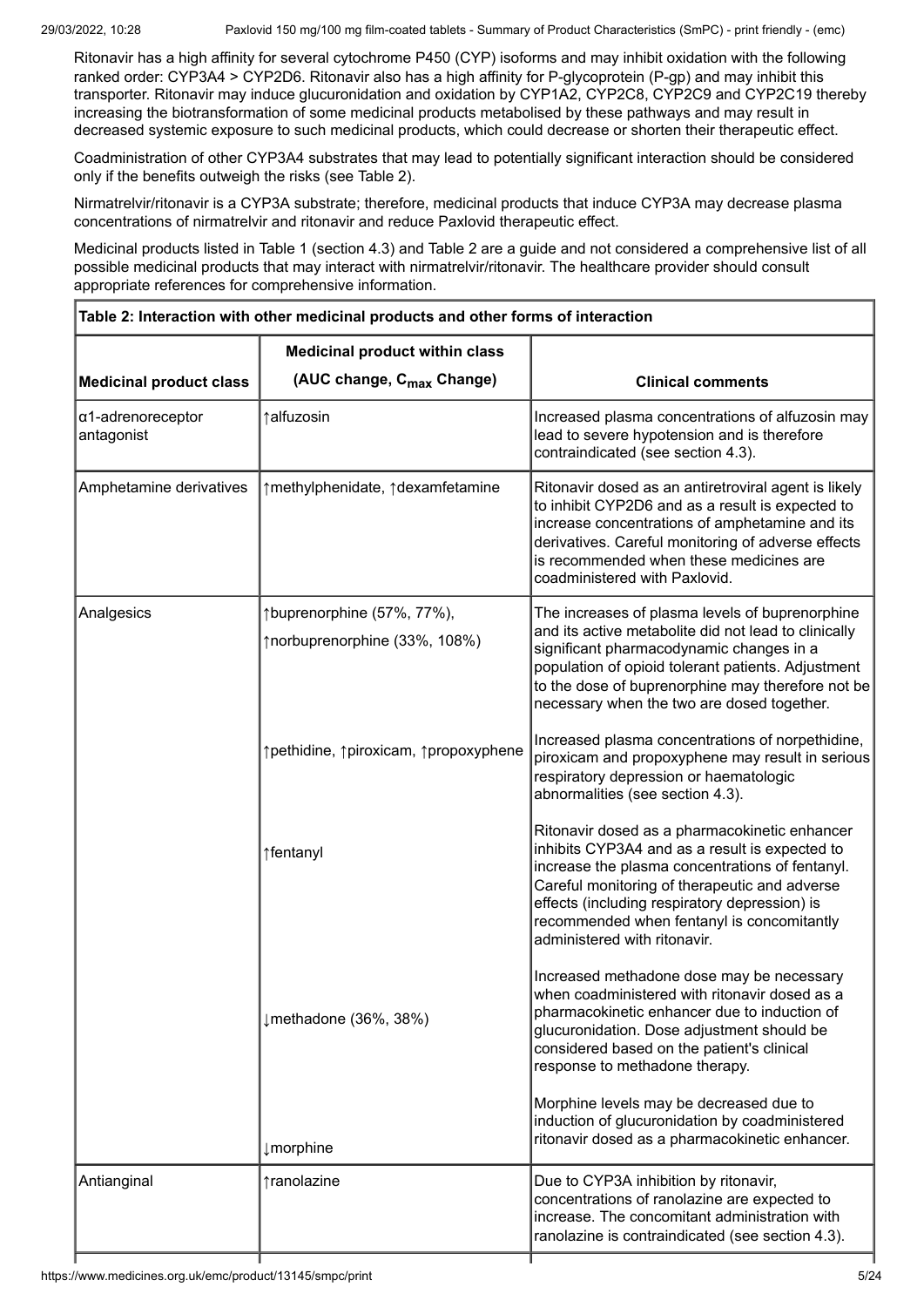Ritonavir has a high affinity for several cytochrome P450 (CYP) isoforms and may inhibit oxidation with the following ranked order: CYP3A4 > CYP2D6. Ritonavir also has a high affinity for P-glycoprotein (P-gp) and may inhibit this transporter. Ritonavir may induce glucuronidation and oxidation by CYP1A2, CYP2C8, CYP2C9 and CYP2C19 thereby increasing the biotransformation of some medicinal products metabolised by these pathways and may result in decreased systemic exposure to such medicinal products, which could decrease or shorten their therapeutic effect.

Coadministration of other CYP3A4 substrates that may lead to potentially significant interaction should be considered only if the benefits outweigh the risks (see Table 2).

Nirmatrelvir/ritonavir is a CYP3A substrate; therefore, medicinal products that induce CYP3A may decrease plasma concentrations of nirmatrelvir and ritonavir and reduce Paxlovid therapeutic effect.

Medicinal products listed in Table 1 (section 4.3) and Table 2 are a guide and not considered a comprehensive list of all possible medicinal products that may interact with nirmatrelvir/ritonavir. The healthcare provider should consult appropriate references for comprehensive information.

**Table 2: Interaction with other medicinal products and other forms of interaction**

| Medicinal product class | Medicinal product within class (AUC change, $C_{max}$ Change) | Clinical comments |
|---|---|---|
| α1-adrenoreceptor antagonist | ↑alfuzosin | Increased plasma concentrations of alfuzosin may lead to severe hypotension and is therefore contraindicated (see section 4.3). |
| Amphetamine derivatives | ↑methylphenidate, ↑dexamfetamine | Ritonavir dosed as an antiretroviral agent is likely to inhibit CYP2D6 and as a result is expected to increase concentrations of amphetamine and its derivatives. Careful monitoring of adverse effects is recommended when these medicines are coadministered with Paxlovid. |
| Analgesics | ↑buprenorphine (57%, 77%), ↑norbuprenorphine (33%, 108%) | The increases of plasma levels of buprenorphine and its active metabolite did not lead to clinically significant pharmacodynamic changes in a population of opioid tolerant patients. Adjustment to the dose of buprenorphine may therefore not be necessary when the two are dosed together. |
| | ↑pethidine, ↑piroxicam, ↑propoxyphene | Increased plasma concentrations of norpethidine, piroxicam and propoxyphene may result in serious respiratory depression or haematologic abnormalities (see section 4.3). |
| | ↑fentanyl | Ritonavir dosed as a pharmacokinetic enhancer inhibits CYP3A4 and as a result is expected to increase the plasma concentrations of fentanyl. Careful monitoring of therapeutic and adverse effects (including respiratory depression) is recommended when fentanyl is concomitantly administered with ritonavir. |
| | ↓methadone (36%, 38%) | Increased methadone dose may be necessary when coadministered with ritonavir dosed as a pharmacokinetic enhancer due to induction of glucuronidation. Dose adjustment should be considered based on the patient's clinical response to methadone therapy. |
| | ↓morphine | Morphine levels may be decreased due to induction of glucuronidation by coadministered ritonavir dosed as a pharmacokinetic enhancer. |
| Antianginal | ↑ranolazine | Due to CYP3A inhibition by ritonavir, concentrations of ranolazine are expected to increase. The concomitant administration with ranolazine is contraindicated (see section 4.3). |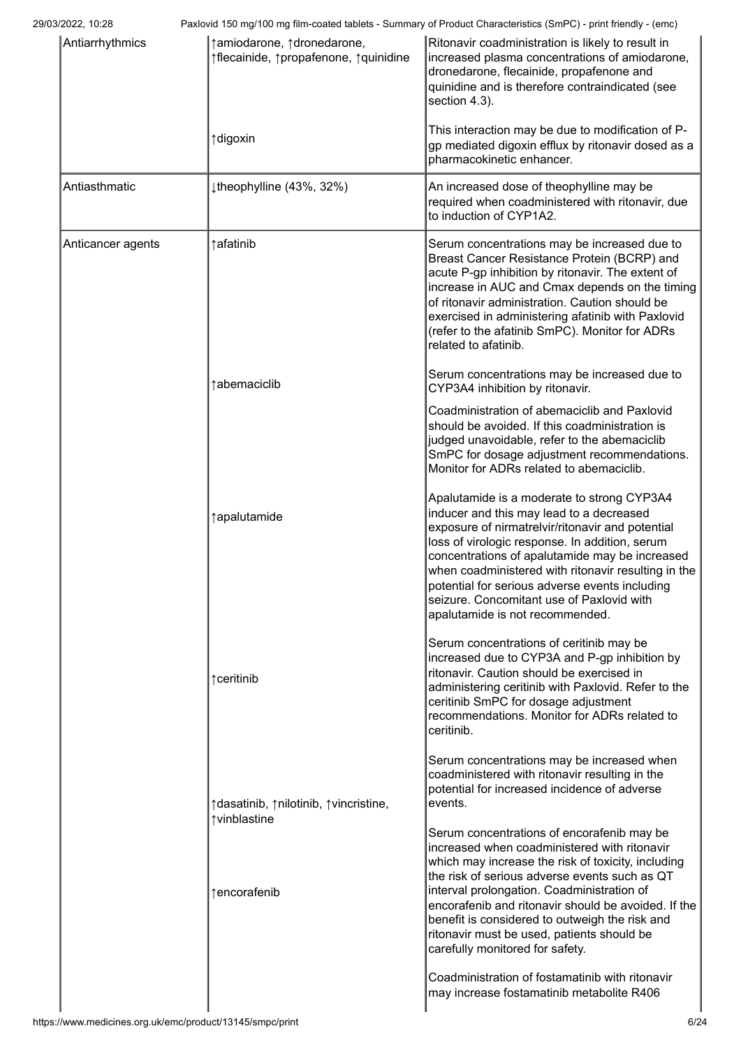| | | |
|---|---|---|
| Antiarrhythmics | ↑amiodarone, ↑dronedarone, ↑flecainide, ↑propafenone, ↑quinidine | Ritonavir coadministration is likely to result in increased plasma concentrations of amiodarone, dronedarone, flecainide, propafenone and quinidine and is therefore contraindicated (see section 4.3). |
| | ↑digoxin | This interaction may be due to modification of P-gp mediated digoxin efflux by ritonavir dosed as a pharmacokinetic enhancer. |
| Antiasthmatic | ↓theophylline (43%, 32%) | An increased dose of theophylline may be required when coadministered with ritonavir, due to induction of CYP1A2. |
| Anticancer agents | ↑afatinib | Serum concentrations may be increased due to Breast Cancer Resistance Protein (BCRP) and acute P-gp inhibition by ritonavir. The extent of increase in AUC and Cmax depends on the timing of ritonavir administration. Caution should be exercised in administering afatinib with Paxlovid (refer to the afatinib SmPC). Monitor for ADRs related to afatinib. |
| | ↑abemaciclib | Serum concentrations may be increased due to CYP3A4 inhibition by ritonavir.<br><br>Coadministration of abemaciclib and Paxlovid should be avoided. If this coadministration is judged unavoidable, refer to the abemaciclib SmPC for dosage adjustment recommendations. Monitor for ADRs related to abemaciclib. |
| | ↑apalutamide | Apalutamide is a moderate to strong CYP3A4 inducer and this may lead to a decreased exposure of nirmatrelvir/ritonavir and potential loss of virologic response. In addition, serum concentrations of apalutamide may be increased when coadministered with ritonavir resulting in the potential for serious adverse events including seizure. Concomitant use of Paxlovid with apalutamide is not recommended. |
| | ↑ceritinib | Serum concentrations of ceritinib may be increased due to CYP3A and P-gp inhibition by ritonavir. Caution should be exercised in administering ceritinib with Paxlovid. Refer to the ceritinib SmPC for dosage adjustment recommendations. Monitor for ADRs related to ceritinib. |
| | ↑dasatinib, ↑nilotinib, ↑vincristine, ↑vinblastine | Serum concentrations may be increased when coadministered with ritonavir resulting in the potential for increased incidence of adverse events. |
| | ↑encorafenib | Serum concentrations of encorafenib may be increased when coadministered with ritonavir which may increase the risk of toxicity, including the risk of serious adverse events such as QT interval prolongation. Coadministration of encorafenib and ritonavir should be avoided. If the benefit is considered to outweigh the risk and ritonavir must be used, patients should be carefully monitored for safety. |
| | | Coadministration of fostamatinib with ritonavir may increase fostamatinib metabolite R406 |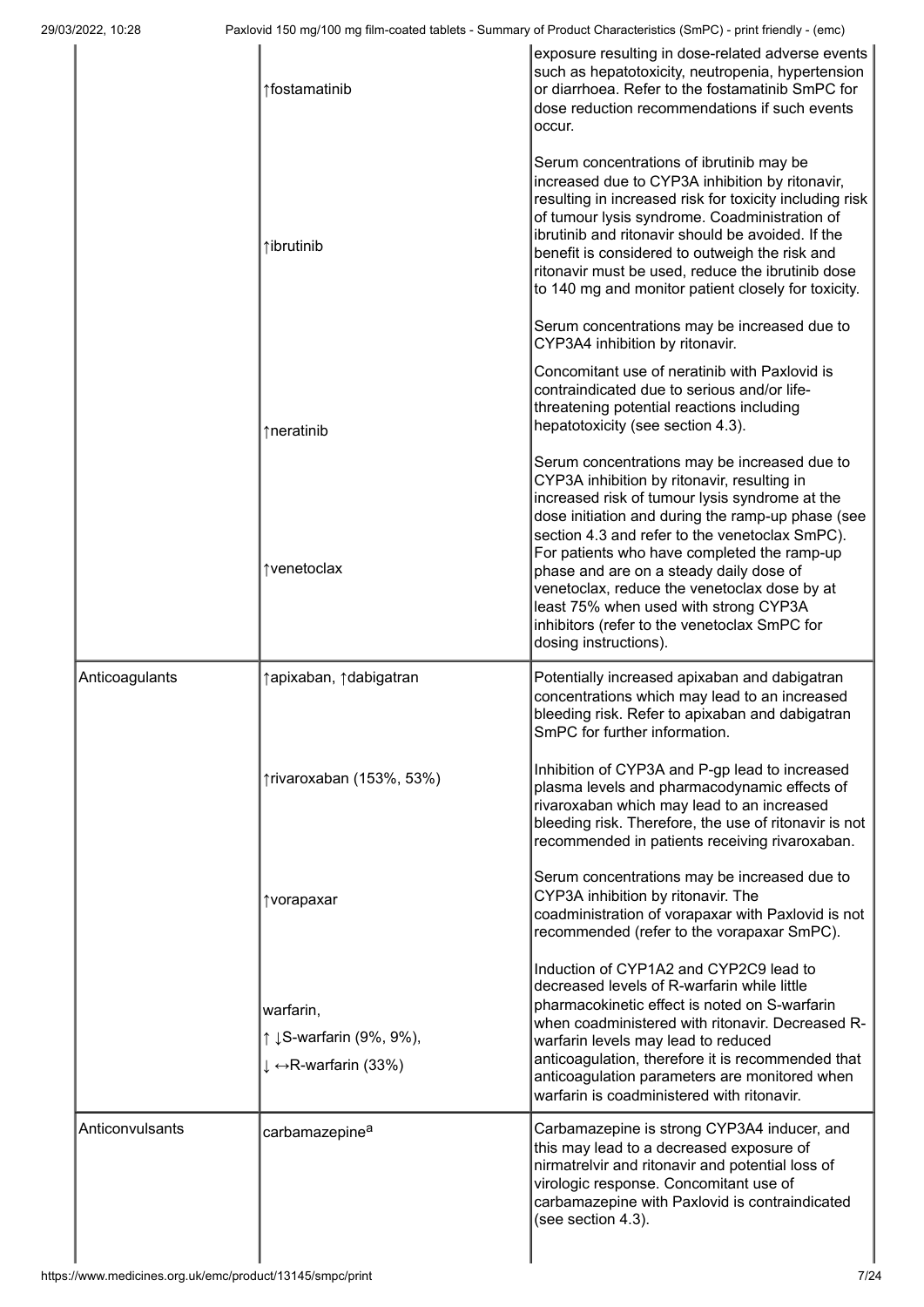| | | |
|---|---|---|
| | ↑fostamatinib | exposure resulting in dose-related adverse events such as hepatotoxicity, neutropenia, hypertension or diarrhoea. Refer to the fostamatinib SmPC for dose reduction recommendations if such events occur. |
| | ↑ibrutinib | Serum concentrations of ibrutinib may be increased due to CYP3A inhibition by ritonavir, resulting in increased risk for toxicity including risk of tumour lysis syndrome. Coadministration of ibrutinib and ritonavir should be avoided. If the benefit is considered to outweigh the risk and ritonavir must be used, reduce the ibrutinib dose to 140 mg and monitor patient closely for toxicity. |
| | ↑neratinib | Serum concentrations may be increased due to CYP3A4 inhibition by ritonavir.<br><br>Concomitant use of neratinib with Paxlovid is contraindicated due to serious and/or life-threatening potential reactions including hepatotoxicity (see section 4.3). |
| | ↑venetoclax | Serum concentrations may be increased due to CYP3A inhibition by ritonavir, resulting in increased risk of tumour lysis syndrome at the dose initiation and during the ramp-up phase (see section 4.3 and refer to the venetoclax SmPC). For patients who have completed the ramp-up phase and are on a steady daily dose of venetoclax, reduce the venetoclax dose by at least 75% when used with strong CYP3A inhibitors (refer to the venetoclax SmPC for dosing instructions). |
| Anticoagulants | ↑apixaban, ↑dabigatran | Potentially increased apixaban and dabigatran concentrations which may lead to an increased bleeding risk. Refer to apixaban and dabigatran SmPC for further information. |
| | ↑rivaroxaban (153%, 53%) | Inhibition of CYP3A and P-gp lead to increased plasma levels and pharmacodynamic effects of rivaroxaban which may lead to an increased bleeding risk. Therefore, the use of ritonavir is not recommended in patients receiving rivaroxaban. |
| | ↑vorapaxar | Serum concentrations may be increased due to CYP3A inhibition by ritonavir. The coadministration of vorapaxar with Paxlovid is not recommended (refer to the vorapaxar SmPC). |
| | warfarin,<br>↑ ↓S-warfarin (9%, 9%),<br>↓ ↔R-warfarin (33%) | Induction of CYP1A2 and CYP2C9 lead to decreased levels of R-warfarin while little pharmacokinetic effect is noted on S-warfarin when coadministered with ritonavir. Decreased R-warfarin levels may lead to reduced anticoagulation, therefore it is recommended that anticoagulation parameters are monitored when warfarin is coadministered with ritonavir. |
| Anticonvulsants | carbamazepine[a] | Carbamazepine is strong CYP3A4 inducer, and this may lead to a decreased exposure of nirmatrelvir and ritonavir and potential loss of virologic response. Concomitant use of carbamazepine with Paxlovid is contraindicated (see section 4.3). |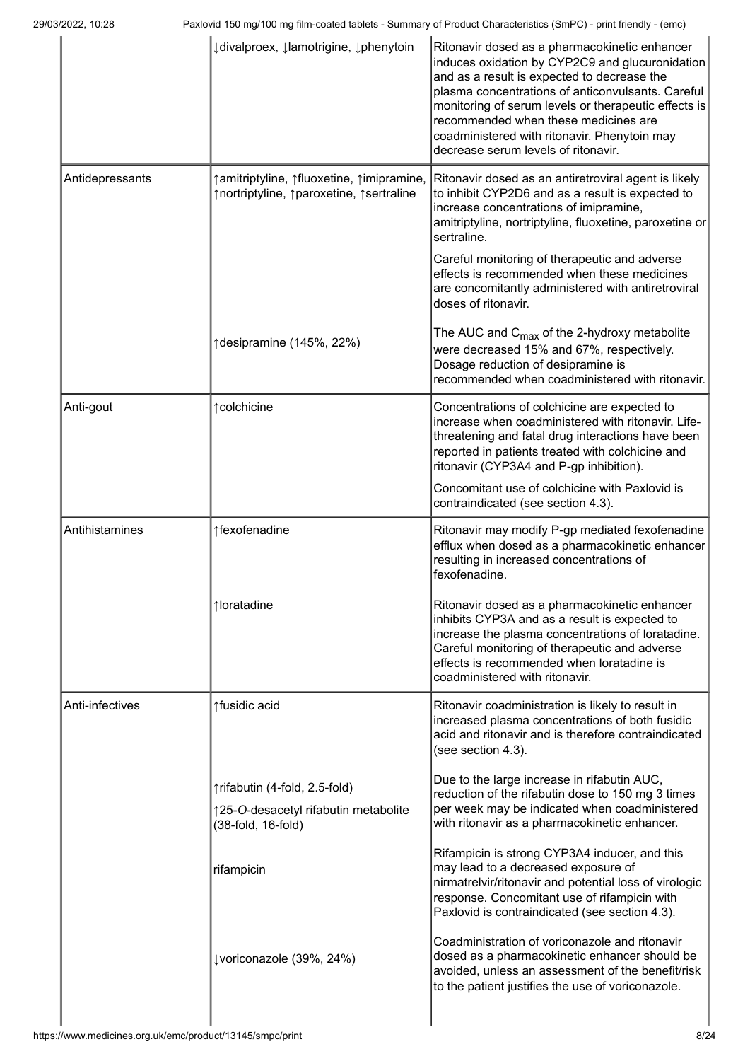| | | |
|---|---|---|
| | ↓divalproex, ↓lamotrigine, ↓phenytoin | Ritonavir dosed as a pharmacokinetic enhancer induces oxidation by CYP2C9 and glucuronidation and as a result is expected to decrease the plasma concentrations of anticonvulsants. Careful monitoring of serum levels or therapeutic effects is recommended when these medicines are coadministered with ritonavir. Phenytoin may decrease serum levels of ritonavir. |
| Antidepressants | ↑amitriptyline, ↑fluoxetine, ↑imipramine, ↑nortriptyline, ↑paroxetine, ↑sertraline | Ritonavir dosed as an antiretroviral agent is likely to inhibit CYP2D6 and as a result is expected to increase concentrations of imipramine, amitriptyline, nortriptyline, fluoxetine, paroxetine or sertraline.<br><br>Careful monitoring of therapeutic and adverse effects is recommended when these medicines are concomitantly administered with antiretroviral doses of ritonavir. |
| | ↑desipramine (145%, 22%) | The AUC and $C_{max}$ of the 2-hydroxy metabolite were decreased 15% and 67%, respectively. Dosage reduction of desipramine is recommended when coadministered with ritonavir. |
| Anti-gout | ↑colchicine | Concentrations of colchicine are expected to increase when coadministered with ritonavir. Life-threatening and fatal drug interactions have been reported in patients treated with colchicine and ritonavir (CYP3A4 and P-gp inhibition).<br><br>Concomitant use of colchicine with Paxlovid is contraindicated (see section 4.3). |
| Antihistamines | ↑fexofenadine | Ritonavir may modify P-gp mediated fexofenadine efflux when dosed as a pharmacokinetic enhancer resulting in increased concentrations of fexofenadine. |
| | ↑loratadine | Ritonavir dosed as a pharmacokinetic enhancer inhibits CYP3A and as a result is expected to increase the plasma concentrations of loratadine. Careful monitoring of therapeutic and adverse effects is recommended when loratadine is coadministered with ritonavir. |
| Anti-infectives | ↑fusidic acid | Ritonavir coadministration is likely to result in increased plasma concentrations of both fusidic acid and ritonavir and is therefore contraindicated (see section 4.3). |
| | ↑rifabutin (4-fold, 2.5-fold)<br><br>↑25-*O*-desacetyl rifabutin metabolite (38-fold, 16-fold) | Due to the large increase in rifabutin AUC, reduction of the rifabutin dose to 150 mg 3 times per week may be indicated when coadministered with ritonavir as a pharmacokinetic enhancer. |
| | rifampicin | Rifampicin is strong CYP3A4 inducer, and this may lead to a decreased exposure of nirmatrelvir/ritonavir and potential loss of virologic response. Concomitant use of rifampicin with Paxlovid is contraindicated (see section 4.3). |
| | ↓voriconazole (39%, 24%) | Coadministration of voriconazole and ritonavir dosed as a pharmacokinetic enhancer should be avoided, unless an assessment of the benefit/risk to the patient justifies the use of voriconazole. |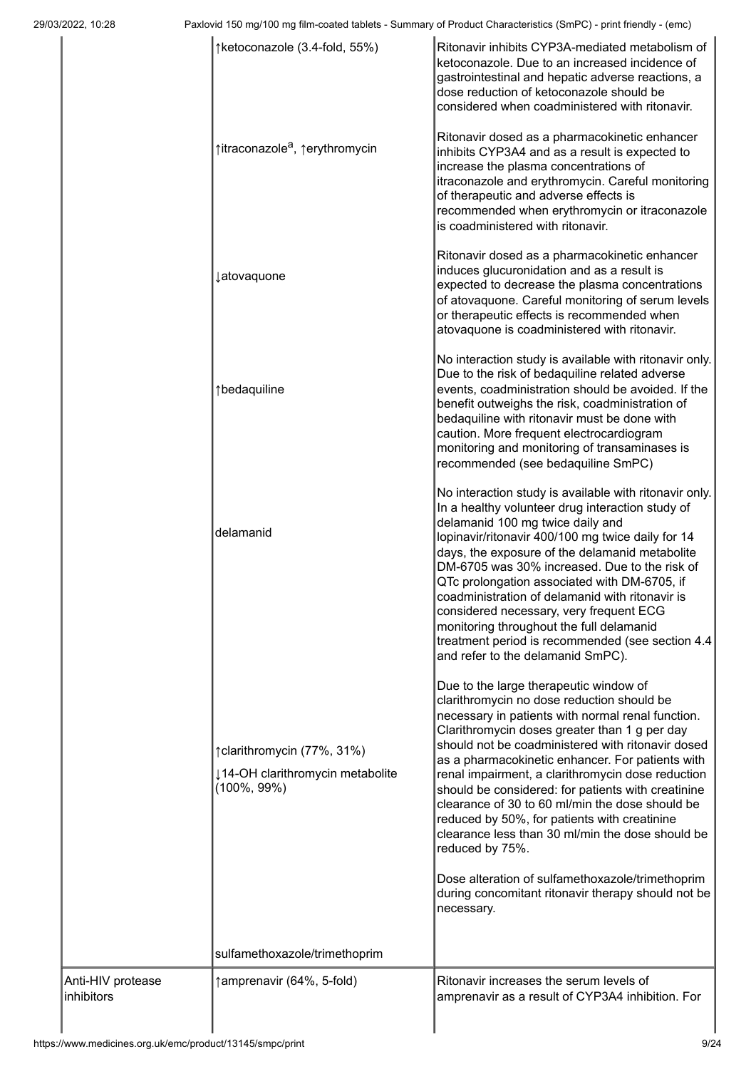| | | |
|---|---|---|
| | ↑ketoconazole (3.4-fold, 55%) | Ritonavir inhibits CYP3A-mediated metabolism of ketoconazole. Due to an increased incidence of gastrointestinal and hepatic adverse reactions, a dose reduction of ketoconazole should be considered when coadministered with ritonavir. |
| | ↑itraconazole[a], ↑erythromycin | Ritonavir dosed as a pharmacokinetic enhancer inhibits CYP3A4 and as a result is expected to increase the plasma concentrations of itraconazole and erythromycin. Careful monitoring of therapeutic and adverse effects is recommended when erythromycin or itraconazole is coadministered with ritonavir. |
| | ↓atovaquone | Ritonavir dosed as a pharmacokinetic enhancer induces glucuronidation and as a result is expected to decrease the plasma concentrations of atovaquone. Careful monitoring of serum levels or therapeutic effects is recommended when atovaquone is coadministered with ritonavir. |
| | ↑bedaquiline | No interaction study is available with ritonavir only. Due to the risk of bedaquiline related adverse events, coadministration should be avoided. If the benefit outweighs the risk, coadministration of bedaquiline with ritonavir must be done with caution. More frequent electrocardiogram monitoring and monitoring of transaminases is recommended (see bedaquiline SmPC) |
| | delamanid | No interaction study is available with ritonavir only. In a healthy volunteer drug interaction study of delamanid 100 mg twice daily and lopinavir/ritonavir 400/100 mg twice daily for 14 days, the exposure of the delamanid metabolite DM-6705 was 30% increased. Due to the risk of QTc prolongation associated with DM-6705, if coadministration of delamanid with ritonavir is considered necessary, very frequent ECG monitoring throughout the full delamanid treatment period is recommended (see section 4.4 and refer to the delamanid SmPC). |
| | ↑clarithromycin (77%, 31%)<br>↓14-OH clarithromycin metabolite (100%, 99%) | Due to the large therapeutic window of clarithromycin no dose reduction should be necessary in patients with normal renal function. Clarithromycin doses greater than 1 g per day should not be coadministered with ritonavir dosed as a pharmacokinetic enhancer. For patients with renal impairment, a clarithromycin dose reduction should be considered: for patients with creatinine clearance of 30 to 60 ml/min the dose should be reduced by 50%, for patients with creatinine clearance less than 30 ml/min the dose should be reduced by 75%. |
| | sulfamethoxazole/trimethoprim | Dose alteration of sulfamethoxazole/trimethoprim during concomitant ritonavir therapy should not be necessary. |
| Anti-HIV protease inhibitors | ↑amprenavir (64%, 5-fold) | Ritonavir increases the serum levels of amprenavir as a result of CYP3A4 inhibition. For |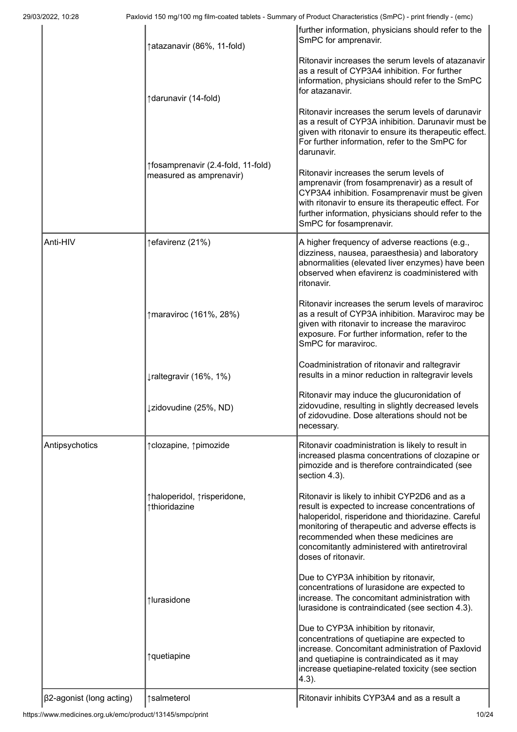| | | |
|---|---|---|
| | ↑atazanavir (86%, 11-fold) | further information, physicians should refer to the SmPC for amprenavir. |
| | | Ritonavir increases the serum levels of atazanavir as a result of CYP3A4 inhibition. For further information, physicians should refer to the SmPC for atazanavir. |
| | ↑darunavir (14-fold) | Ritonavir increases the serum levels of darunavir as a result of CYP3A inhibition. Darunavir must be given with ritonavir to ensure its therapeutic effect. For further information, refer to the SmPC for darunavir. |
| | ↑fosamprenavir (2.4-fold, 11-fold) measured as amprenavir) | Ritonavir increases the serum levels of amprenavir (from fosamprenavir) as a result of CYP3A4 inhibition. Fosamprenavir must be given with ritonavir to ensure its therapeutic effect. For further information, physicians should refer to the SmPC for fosamprenavir. |
| Anti-HIV | ↑efavirenz (21%) | A higher frequency of adverse reactions (e.g., dizziness, nausea, paraesthesia) and laboratory abnormalities (elevated liver enzymes) have been observed when efavirenz is coadministered with ritonavir. |
| | ↑maraviroc (161%, 28%) | Ritonavir increases the serum levels of maraviroc as a result of CYP3A inhibition. Maraviroc may be given with ritonavir to increase the maraviroc exposure. For further information, refer to the SmPC for maraviroc. |
| | ↓raltegravir (16%, 1%) | Coadministration of ritonavir and raltegravir results in a minor reduction in raltegravir levels |
| | ↓zidovudine (25%, ND) | Ritonavir may induce the glucuronidation of zidovudine, resulting in slightly decreased levels of zidovudine. Dose alterations should not be necessary. |
| Antipsychotics | ↑clozapine, ↑pimozide | Ritonavir coadministration is likely to result in increased plasma concentrations of clozapine or pimozide and is therefore contraindicated (see section 4.3). |
| | ↑haloperidol, ↑risperidone, ↑thioridazine | Ritonavir is likely to inhibit CYP2D6 and as a result is expected to increase concentrations of haloperidol, risperidone and thioridazine. Careful monitoring of therapeutic and adverse effects is recommended when these medicines are concomitantly administered with antiretroviral doses of ritonavir. |
| | ↑lurasidone | Due to CYP3A inhibition by ritonavir, concentrations of lurasidone are expected to increase. The concomitant administration with lurasidone is contraindicated (see section 4.3). |
| | ↑quetiapine | Due to CYP3A inhibition by ritonavir, concentrations of quetiapine are expected to increase. Concomitant administration of Paxlovid and quetiapine is contraindicated as it may increase quetiapine-related toxicity (see section 4.3). |
| β2-agonist (long acting) | ↑salmeterol | Ritonavir inhibits CYP3A4 and as a result a |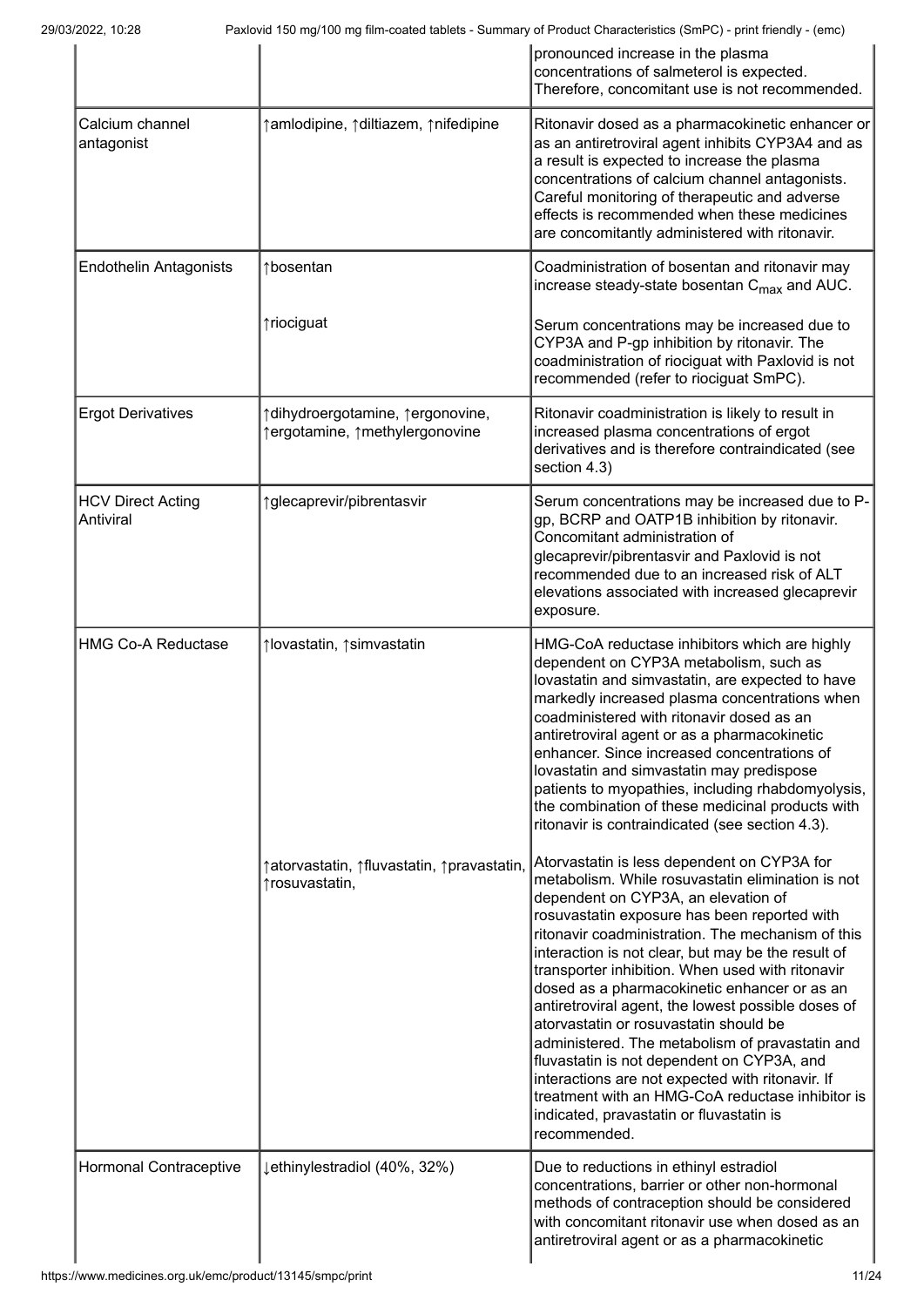| | | |
|---|---|---|
| | | pronounced increase in the plasma concentrations of salmeterol is expected. Therefore, concomitant use is not recommended. |
| Calcium channel antagonist | ↑amlodipine, ↑diltiazem, ↑nifedipine | Ritonavir dosed as a pharmacokinetic enhancer or as an antiretroviral agent inhibits CYP3A4 and as a result is expected to increase the plasma concentrations of calcium channel antagonists. Careful monitoring of therapeutic and adverse effects is recommended when these medicines are concomitantly administered with ritonavir. |
| Endothelin Antagonists | ↑bosentan | Coadministration of bosentan and ritonavir may increase steady-state bosentan $C_{max}$ and AUC. |
| | ↑riociguat | Serum concentrations may be increased due to CYP3A and P-gp inhibition by ritonavir. The coadministration of riociguat with Paxlovid is not recommended (refer to riociguat SmPC). |
| Ergot Derivatives | ↑dihydroergotamine, ↑ergonovine, ↑ergotamine, ↑methylergonovine | Ritonavir coadministration is likely to result in increased plasma concentrations of ergot derivatives and is therefore contraindicated (see section 4.3) |
| HCV Direct Acting Antiviral | ↑glecaprevir/pibrentasvir | Serum concentrations may be increased due to P-gp, BCRP and OATP1B inhibition by ritonavir. Concomitant administration of glecaprevir/pibrentasvir and Paxlovid is not recommended due to an increased risk of ALT elevations associated with increased glecaprevir exposure. |
| HMG Co-A Reductase | ↑lovastatin, ↑simvastatin | HMG-CoA reductase inhibitors which are highly dependent on CYP3A metabolism, such as lovastatin and simvastatin, are expected to have markedly increased plasma concentrations when coadministered with ritonavir dosed as an antiretroviral agent or as a pharmacokinetic enhancer. Since increased concentrations of lovastatin and simvastatin may predispose patients to myopathies, including rhabdomyolysis, the combination of these medicinal products with ritonavir is contraindicated (see section 4.3). |
| | ↑atorvastatin, ↑fluvastatin, ↑pravastatin, ↑rosuvastatin, | Atorvastatin is less dependent on CYP3A for metabolism. While rosuvastatin elimination is not dependent on CYP3A, an elevation of rosuvastatin exposure has been reported with ritonavir coadministration. The mechanism of this interaction is not clear, but may be the result of transporter inhibition. When used with ritonavir dosed as a pharmacokinetic enhancer or as an antiretroviral agent, the lowest possible doses of atorvastatin or rosuvastatin should be administered. The metabolism of pravastatin and fluvastatin is not dependent on CYP3A, and interactions are not expected with ritonavir. If treatment with an HMG-CoA reductase inhibitor is indicated, pravastatin or fluvastatin is recommended. |
| Hormonal Contraceptive | ↓ethinylestradiol (40%, 32%) | Due to reductions in ethinyl estradiol concentrations, barrier or other non-hormonal methods of contraception should be considered with concomitant ritonavir use when dosed as an antiretroviral agent or as a pharmacokinetic |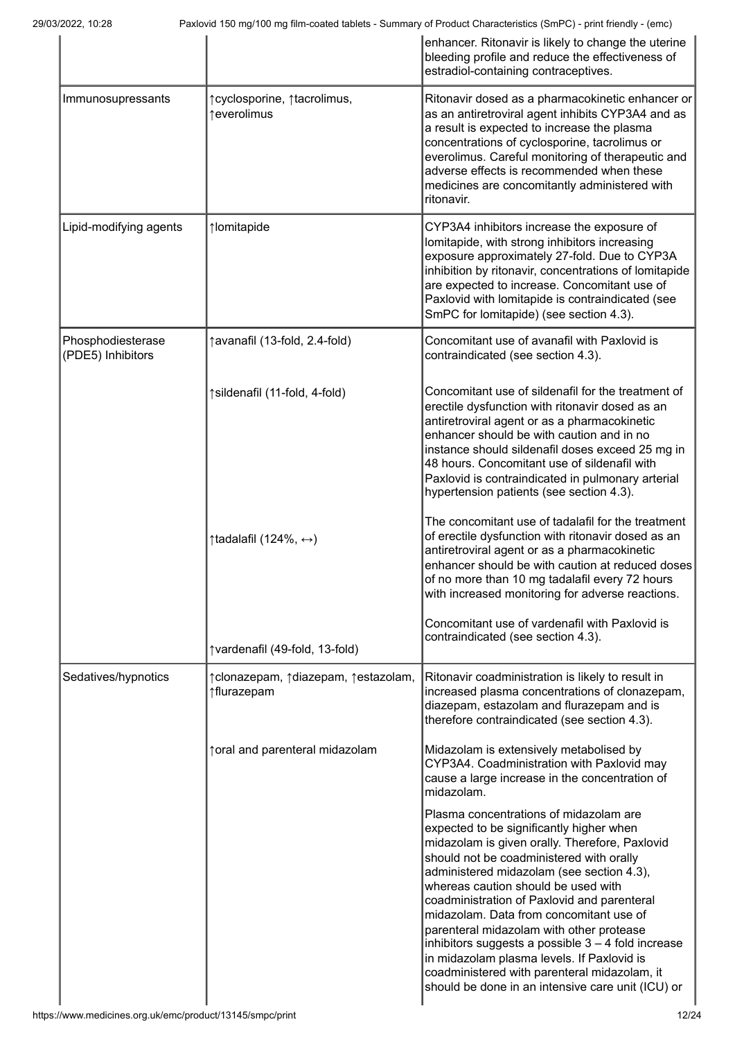| | | |
|---|---|---|
| | | enhancer. Ritonavir is likely to change the uterine bleeding profile and reduce the effectiveness of estradiol-containing contraceptives. |
| Immunosupressants | ↑cyclosporine, ↑tacrolimus, ↑everolimus | Ritonavir dosed as a pharmacokinetic enhancer or as an antiretroviral agent inhibits CYP3A4 and as a result is expected to increase the plasma concentrations of cyclosporine, tacrolimus or everolimus. Careful monitoring of therapeutic and adverse effects is recommended when these medicines are concomitantly administered with ritonavir. |
| Lipid-modifying agents | ↑lomitapide | CYP3A4 inhibitors increase the exposure of lomitapide, with strong inhibitors increasing exposure approximately 27-fold. Due to CYP3A inhibition by ritonavir, concentrations of lomitapide are expected to increase. Concomitant use of Paxlovid with lomitapide is contraindicated (see SmPC for lomitapide) (see section 4.3). |
| Phosphodiesterase (PDE5) Inhibitors | ↑avanafil (13-fold, 2.4-fold) | Concomitant use of avanafil with Paxlovid is contraindicated (see section 4.3). |
| | ↑sildenafil (11-fold, 4-fold) | Concomitant use of sildenafil for the treatment of erectile dysfunction with ritonavir dosed as an antiretroviral agent or as a pharmacokinetic enhancer should be with caution and in no instance should sildenafil doses exceed 25 mg in 48 hours. Concomitant use of sildenafil with Paxlovid is contraindicated in pulmonary arterial hypertension patients (see section 4.3). |
| | ↑tadalafil (124%, ↔) | The concomitant use of tadalafil for the treatment of erectile dysfunction with ritonavir dosed as an antiretroviral agent or as a pharmacokinetic enhancer should be with caution at reduced doses of no more than 10 mg tadalafil every 72 hours with increased monitoring for adverse reactions. |
| | ↑vardenafil (49-fold, 13-fold) | Concomitant use of vardenafil with Paxlovid is contraindicated (see section 4.3). |
| Sedatives/hypnotics | ↑clonazepam, ↑diazepam, ↑estazolam, ↑flurazepam | Ritonavir coadministration is likely to result in increased plasma concentrations of clonazepam, diazepam, estazolam and flurazepam and is therefore contraindicated (see section 4.3). |
| | ↑oral and parenteral midazolam | Midazolam is extensively metabolised by CYP3A4. Coadministration with Paxlovid may cause a large increase in the concentration of midazolam.<br><br>Plasma concentrations of midazolam are expected to be significantly higher when midazolam is given orally. Therefore, Paxlovid should not be coadministered with orally administered midazolam (see section 4.3), whereas caution should be used with coadministration of Paxlovid and parenteral midazolam. Data from concomitant use of parenteral midazolam with other protease inhibitors suggests a possible 3 – 4 fold increase in midazolam plasma levels. If Paxlovid is coadministered with parenteral midazolam, it should be done in an intensive care unit (ICU) or |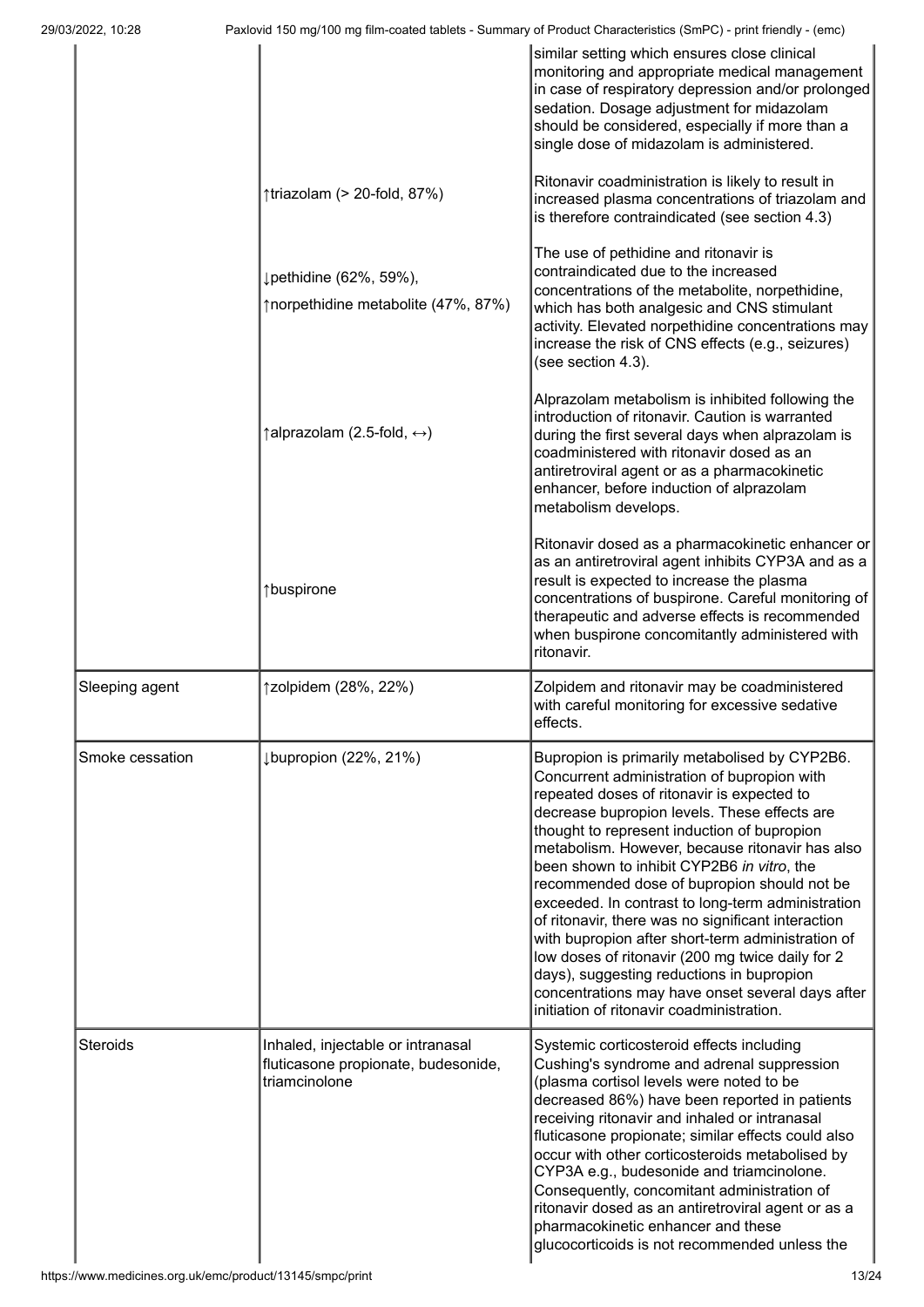| | | |
|---|---|---|
| | | similar setting which ensures close clinical monitoring and appropriate medical management in case of respiratory depression and/or prolonged sedation. Dosage adjustment for midazolam should be considered, especially if more than a single dose of midazolam is administered. |
| | ↑triazolam (> 20-fold, 87%) | Ritonavir coadministration is likely to result in increased plasma concentrations of triazolam and is therefore contraindicated (see section 4.3) |
| | ↓pethidine (62%, 59%),<br>↑norpethidine metabolite (47%, 87%) | The use of pethidine and ritonavir is contraindicated due to the increased concentrations of the metabolite, norpethidine, which has both analgesic and CNS stimulant activity. Elevated norpethidine concentrations may increase the risk of CNS effects (e.g., seizures) (see section 4.3). |
| | ↑alprazolam (2.5-fold, ↔) | Alprazolam metabolism is inhibited following the introduction of ritonavir. Caution is warranted during the first several days when alprazolam is coadministered with ritonavir dosed as an antiretroviral agent or as a pharmacokinetic enhancer, before induction of alprazolam metabolism develops. |
| | ↑buspirone | Ritonavir dosed as a pharmacokinetic enhancer or as an antiretroviral agent inhibits CYP3A and as a result is expected to increase the plasma concentrations of buspirone. Careful monitoring of therapeutic and adverse effects is recommended when buspirone concomitantly administered with ritonavir. |
| Sleeping agent | ↑zolpidem (28%, 22%) | Zolpidem and ritonavir may be coadministered with careful monitoring for excessive sedative effects. |
| Smoke cessation | ↓bupropion (22%, 21%) | Bupropion is primarily metabolised by CYP2B6. Concurrent administration of bupropion with repeated doses of ritonavir is expected to decrease bupropion levels. These effects are thought to represent induction of bupropion metabolism. However, because ritonavir has also been shown to inhibit CYP2B6 *in vitro*, the recommended dose of bupropion should not be exceeded. In contrast to long-term administration of ritonavir, there was no significant interaction with bupropion after short-term administration of low doses of ritonavir (200 mg twice daily for 2 days), suggesting reductions in bupropion concentrations may have onset several days after initiation of ritonavir coadministration. |
| Steroids | Inhaled, injectable or intranasal fluticasone propionate, budesonide, triamcinolone | Systemic corticosteroid effects including Cushing's syndrome and adrenal suppression (plasma cortisol levels were noted to be decreased 86%) have been reported in patients receiving ritonavir and inhaled or intranasal fluticasone propionate; similar effects could also occur with other corticosteroids metabolised by CYP3A e.g., budesonide and triamcinolone. Consequently, concomitant administration of ritonavir dosed as an antiretroviral agent or as a pharmacokinetic enhancer and these glucocorticoids is not recommended unless the |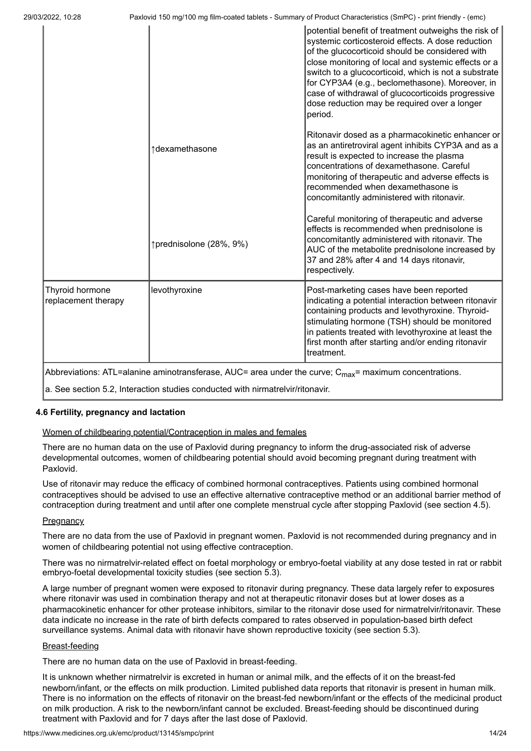| | | |
|---|---|---|
| | | potential benefit of treatment outweighs the risk of systemic corticosteroid effects. A dose reduction of the glucocorticoid should be considered with close monitoring of local and systemic effects or a switch to a glucocorticoid, which is not a substrate for CYP3A4 (e.g., beclomethasone). Moreover, in case of withdrawal of glucocorticoids progressive dose reduction may be required over a longer period. |
| | ↑dexamethasone | Ritonavir dosed as a pharmacokinetic enhancer or as an antiretroviral agent inhibits CYP3A and as a result is expected to increase the plasma concentrations of dexamethasone. Careful monitoring of therapeutic and adverse effects is recommended when dexamethasone is concomitantly administered with ritonavir. |
| | ↑prednisolone (28%, 9%) | Careful monitoring of therapeutic and adverse effects is recommended when prednisolone is concomitantly administered with ritonavir. The AUC of the metabolite prednisolone increased by 37 and 28% after 4 and 14 days ritonavir, respectively. |
| Thyroid hormone replacement therapy | levothyroxine | Post-marketing cases have been reported indicating a potential interaction between ritonavir containing products and levothyroxine. Thyroid-stimulating hormone (TSH) should be monitored in patients treated with levothyroxine at least the first month after starting and/or ending ritonavir treatment. |

Abbreviations: ATL=alanine aminotransferase, AUC= area under the curve; $C_{max}$= maximum concentrations.

a. See section 5.2, Interaction studies conducted with nirmatrelvir/ritonavir.

### 4.6 Fertility, pregnancy and lactation

Women of childbearing potential/Contraception in males and females

There are no human data on the use of Paxlovid during pregnancy to inform the drug-associated risk of adverse developmental outcomes, women of childbearing potential should avoid becoming pregnant during treatment with Paxlovid.

Use of ritonavir may reduce the efficacy of combined hormonal contraceptives. Patients using combined hormonal contraceptives should be advised to use an effective alternative contraceptive method or an additional barrier method of contraception during treatment and until after one complete menstrual cycle after stopping Paxlovid (see section 4.5).

Pregnancy

There are no data from the use of Paxlovid in pregnant women. Paxlovid is not recommended during pregnancy and in women of childbearing potential not using effective contraception.

There was no nirmatrelvir-related effect on foetal morphology or embryo-foetal viability at any dose tested in rat or rabbit embryo-foetal developmental toxicity studies (see section 5.3).

A large number of pregnant women were exposed to ritonavir during pregnancy. These data largely refer to exposures where ritonavir was used in combination therapy and not at therapeutic ritonavir doses but at lower doses as a pharmacokinetic enhancer for other protease inhibitors, similar to the ritonavir dose used for nirmatrelvir/ritonavir. These data indicate no increase in the rate of birth defects compared to rates observed in population-based birth defect surveillance systems. Animal data with ritonavir have shown reproductive toxicity (see section 5.3).

Breast-feeding

There are no human data on the use of Paxlovid in breast-feeding.

It is unknown whether nirmatrelvir is excreted in human or animal milk, and the effects of it on the breast-fed newborn/infant, or the effects on milk production. Limited published data reports that ritonavir is present in human milk. There is no information on the effects of ritonavir on the breast-fed newborn/infant or the effects of the medicinal product on milk production. A risk to the newborn/infant cannot be excluded. Breast-feeding should be discontinued during treatment with Paxlovid and for 7 days after the last dose of Paxlovid.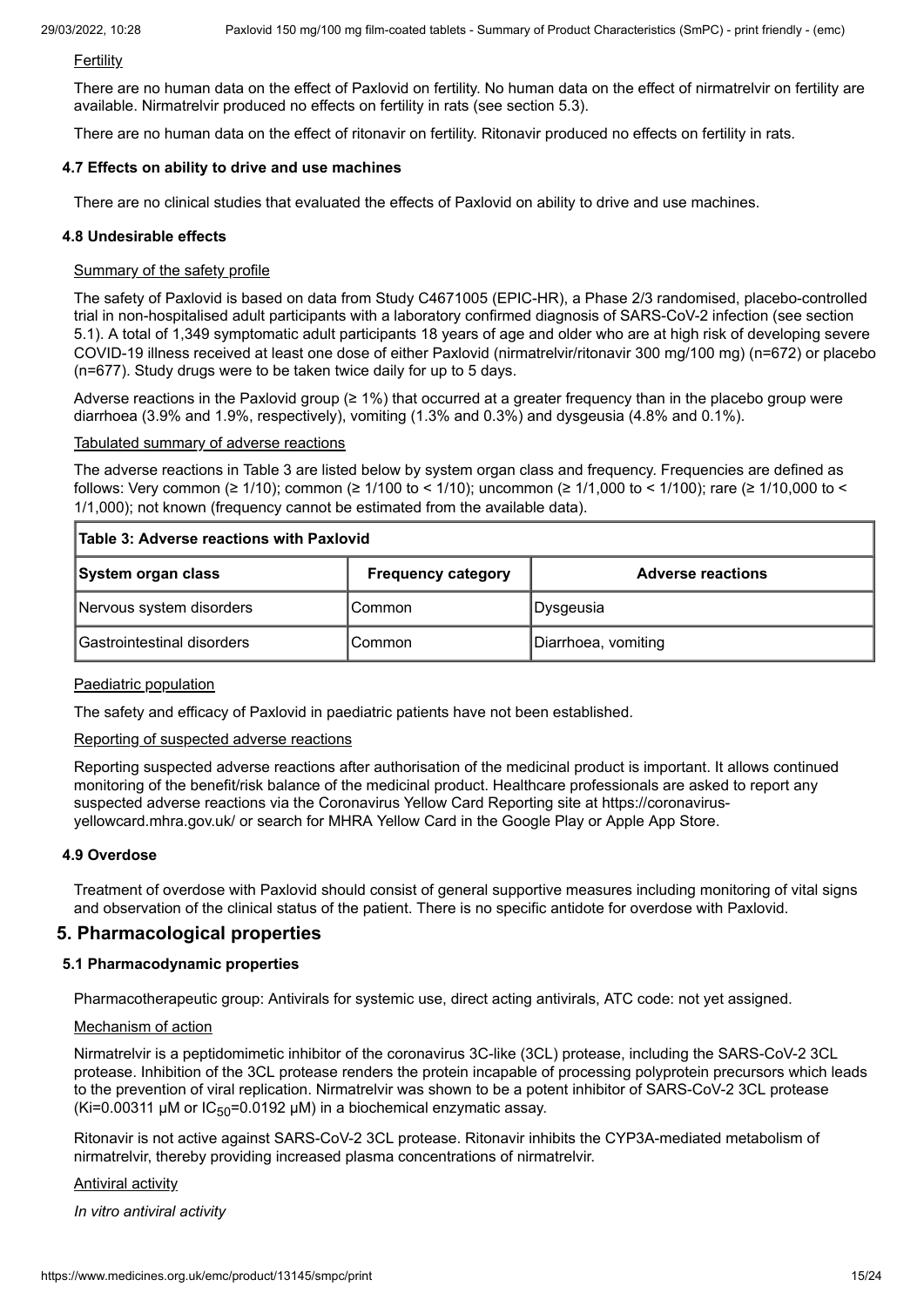Fertility

There are no human data on the effect of Paxlovid on fertility. No human data on the effect of nirmatrelvir on fertility are available. Nirmatrelvir produced no effects on fertility in rats (see section 5.3).

There are no human data on the effect of ritonavir on fertility. Ritonavir produced no effects on fertility in rats.

### 4.7 Effects on ability to drive and use machines

There are no clinical studies that evaluated the effects of Paxlovid on ability to drive and use machines.

### 4.8 Undesirable effects

Summary of the safety profile

The safety of Paxlovid is based on data from Study C4671005 (EPIC-HR), a Phase 2/3 randomised, placebo-controlled trial in non-hospitalised adult participants with a laboratory confirmed diagnosis of SARS-CoV-2 infection (see section 5.1). A total of 1,349 symptomatic adult participants 18 years of age and older who are at high risk of developing severe COVID-19 illness received at least one dose of either Paxlovid (nirmatrelvir/ritonavir 300 mg/100 mg) (n=672) or placebo (n=677). Study drugs were to be taken twice daily for up to 5 days.

Adverse reactions in the Paxlovid group (≥ 1%) that occurred at a greater frequency than in the placebo group were diarrhoea (3.9% and 1.9%, respectively), vomiting (1.3% and 0.3%) and dysgeusia (4.8% and 0.1%).

Tabulated summary of adverse reactions

The adverse reactions in Table 3 are listed below by system organ class and frequency. Frequencies are defined as follows: Very common (≥ 1/10); common (≥ 1/100 to < 1/10); uncommon (≥ 1/1,000 to < 1/100); rare (≥ 1/10,000 to < 1/1,000); not known (frequency cannot be estimated from the available data).

**Table 3: Adverse reactions with Paxlovid**

| System organ class | Frequency category | Adverse reactions |
|---|---|---|
| Nervous system disorders | Common | Dysgeusia |
| Gastrointestinal disorders | Common | Diarrhoea, vomiting |

Paediatric population

The safety and efficacy of Paxlovid in paediatric patients have not been established.

Reporting of suspected adverse reactions

Reporting suspected adverse reactions after authorisation of the medicinal product is important. It allows continued monitoring of the benefit/risk balance of the medicinal product. Healthcare professionals are asked to report any suspected adverse reactions via the Coronavirus Yellow Card Reporting site at https://coronavirus-yellowcard.mhra.gov.uk/ or search for MHRA Yellow Card in the Google Play or Apple App Store.

### 4.9 Overdose

Treatment of overdose with Paxlovid should consist of general supportive measures including monitoring of vital signs and observation of the clinical status of the patient. There is no specific antidote for overdose with Paxlovid.

## 5. Pharmacological properties

### 5.1 Pharmacodynamic properties

Pharmacotherapeutic group: Antivirals for systemic use, direct acting antivirals, ATC code: not yet assigned.

Mechanism of action

Nirmatrelvir is a peptidomimetic inhibitor of the coronavirus 3C-like (3CL) protease, including the SARS-CoV-2 3CL protease. Inhibition of the 3CL protease renders the protein incapable of processing polyprotein precursors which leads to the prevention of viral replication. Nirmatrelvir was shown to be a potent inhibitor of SARS-CoV-2 3CL protease (Ki=0.00311 µM or $IC_{50}$=0.0192 µM) in a biochemical enzymatic assay.

Ritonavir is not active against SARS-CoV-2 3CL protease. Ritonavir inhibits the CYP3A-mediated metabolism of nirmatrelvir, thereby providing increased plasma concentrations of nirmatrelvir.

Antiviral activity

*In vitro antiviral activity*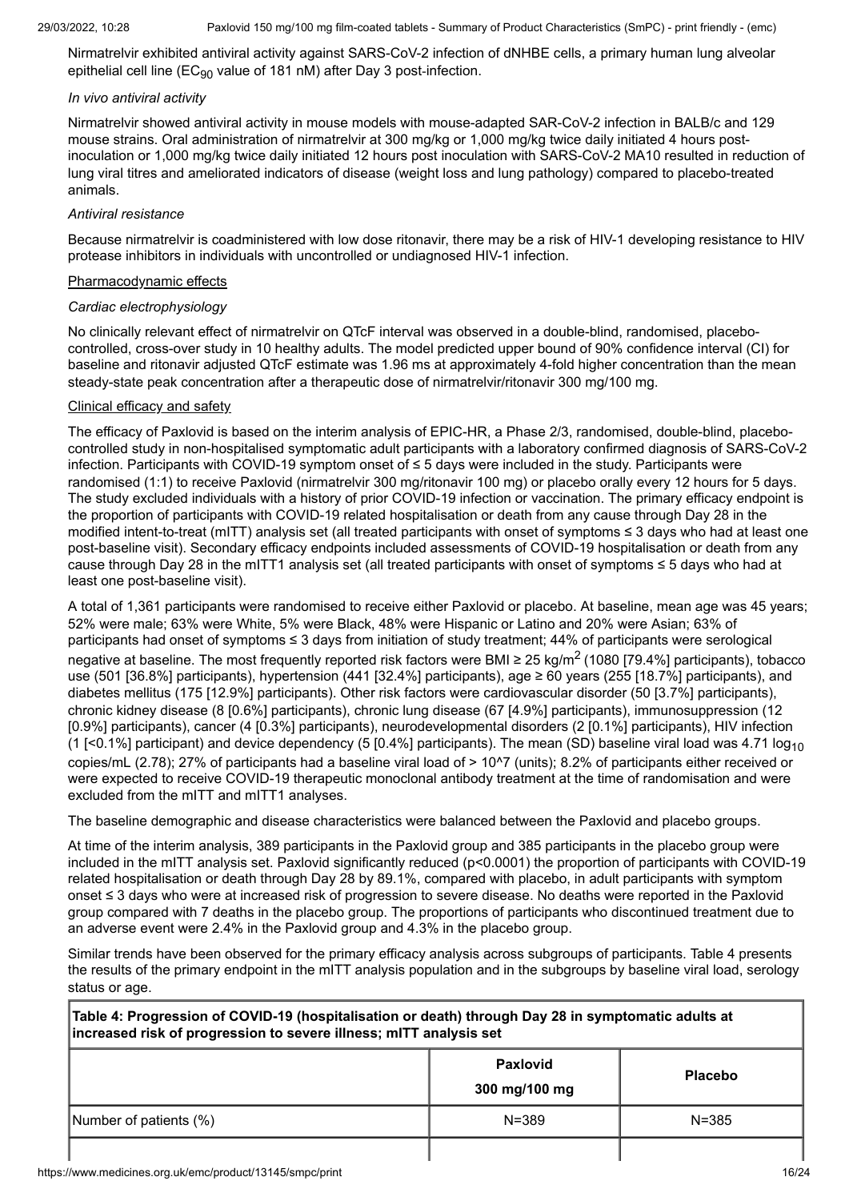Nirmatrelvir exhibited antiviral activity against SARS-CoV-2 infection of dNHBE cells, a primary human lung alveolar epithelial cell line ($EC_{90}$ value of 181 nM) after Day 3 post-infection.

*In vivo antiviral activity*

Nirmatrelvir showed antiviral activity in mouse models with mouse-adapted SAR-CoV-2 infection in BALB/c and 129 mouse strains. Oral administration of nirmatrelvir at 300 mg/kg or 1,000 mg/kg twice daily initiated 4 hours post-inoculation or 1,000 mg/kg twice daily initiated 12 hours post inoculation with SARS-CoV-2 MA10 resulted in reduction of lung viral titres and ameliorated indicators of disease (weight loss and lung pathology) compared to placebo-treated animals.

*Antiviral resistance*

Because nirmatrelvir is coadministered with low dose ritonavir, there may be a risk of HIV-1 developing resistance to HIV protease inhibitors in individuals with uncontrolled or undiagnosed HIV-1 infection.

Pharmacodynamic effects

*Cardiac electrophysiology*

No clinically relevant effect of nirmatrelvir on QTcF interval was observed in a double-blind, randomised, placebo-controlled, cross-over study in 10 healthy adults. The model predicted upper bound of 90% confidence interval (CI) for baseline and ritonavir adjusted QTcF estimate was 1.96 ms at approximately 4-fold higher concentration than the mean steady-state peak concentration after a therapeutic dose of nirmatrelvir/ritonavir 300 mg/100 mg.

Clinical efficacy and safety

The efficacy of Paxlovid is based on the interim analysis of EPIC-HR, a Phase 2/3, randomised, double-blind, placebo-controlled study in non-hospitalised symptomatic adult participants with a laboratory confirmed diagnosis of SARS-CoV-2 infection. Participants with COVID-19 symptom onset of ≤ 5 days were included in the study. Participants were randomised (1:1) to receive Paxlovid (nirmatrelvir 300 mg/ritonavir 100 mg) or placebo orally every 12 hours for 5 days. The study excluded individuals with a history of prior COVID-19 infection or vaccination. The primary efficacy endpoint is the proportion of participants with COVID-19 related hospitalisation or death from any cause through Day 28 in the modified intent-to-treat (mITT) analysis set (all treated participants with onset of symptoms ≤ 3 days who had at least one post-baseline visit). Secondary efficacy endpoints included assessments of COVID-19 hospitalisation or death from any cause through Day 28 in the mITT1 analysis set (all treated participants with onset of symptoms ≤ 5 days who had at least one post-baseline visit).

A total of 1,361 participants were randomised to receive either Paxlovid or placebo. At baseline, mean age was 45 years; 52% were male; 63% were White, 5% were Black, 48% were Hispanic or Latino and 20% were Asian; 63% of participants had onset of symptoms ≤ 3 days from initiation of study treatment; 44% of participants were serological negative at baseline. The most frequently reported risk factors were BMI ≥ 25 kg/$m^2$ (1080 [79.4%] participants), tobacco use (501 [36.8%] participants), hypertension (441 [32.4%] participants), age ≥ 60 years (255 [18.7%] participants), and diabetes mellitus (175 [12.9%] participants). Other risk factors were cardiovascular disorder (50 [3.7%] participants), chronic kidney disease (8 [0.6%] participants), chronic lung disease (67 [4.9%] participants), immunosuppression (12 [0.9%] participants), cancer (4 [0.3%] participants), neurodevelopmental disorders (2 [0.1%] participants), HIV infection (1 [<0.1%] participant) and device dependency (5 [0.4%] participants). The mean (SD) baseline viral load was 4.71 $\log_{10}$ copies/mL (2.78); 27% of participants had a baseline viral load of > 10^7 (units); 8.2% of participants either received or were expected to receive COVID-19 therapeutic monoclonal antibody treatment at the time of randomisation and were excluded from the mITT and mITT1 analyses.

The baseline demographic and disease characteristics were balanced between the Paxlovid and placebo groups.

At time of the interim analysis, 389 participants in the Paxlovid group and 385 participants in the placebo group were included in the mITT analysis set. Paxlovid significantly reduced ($p<0.0001$) the proportion of participants with COVID-19 related hospitalisation or death through Day 28 by 89.1%, compared with placebo, in adult participants with symptom onset ≤ 3 days who were at increased risk of progression to severe disease. No deaths were reported in the Paxlovid group compared with 7 deaths in the placebo group. The proportions of participants who discontinued treatment due to an adverse event were 2.4% in the Paxlovid group and 4.3% in the placebo group.

Similar trends have been observed for the primary efficacy analysis across subgroups of participants. Table 4 presents the results of the primary endpoint in the mITT analysis population and in the subgroups by baseline viral load, serology status or age.

**Table 4: Progression of COVID-19 (hospitalisation or death) through Day 28 in symptomatic adults at increased risk of progression to severe illness; mITT analysis set**

| | Paxlovid 300 mg/100 mg | Placebo |
|---|---|---|
| Number of patients (%) | N=389 | N=385 |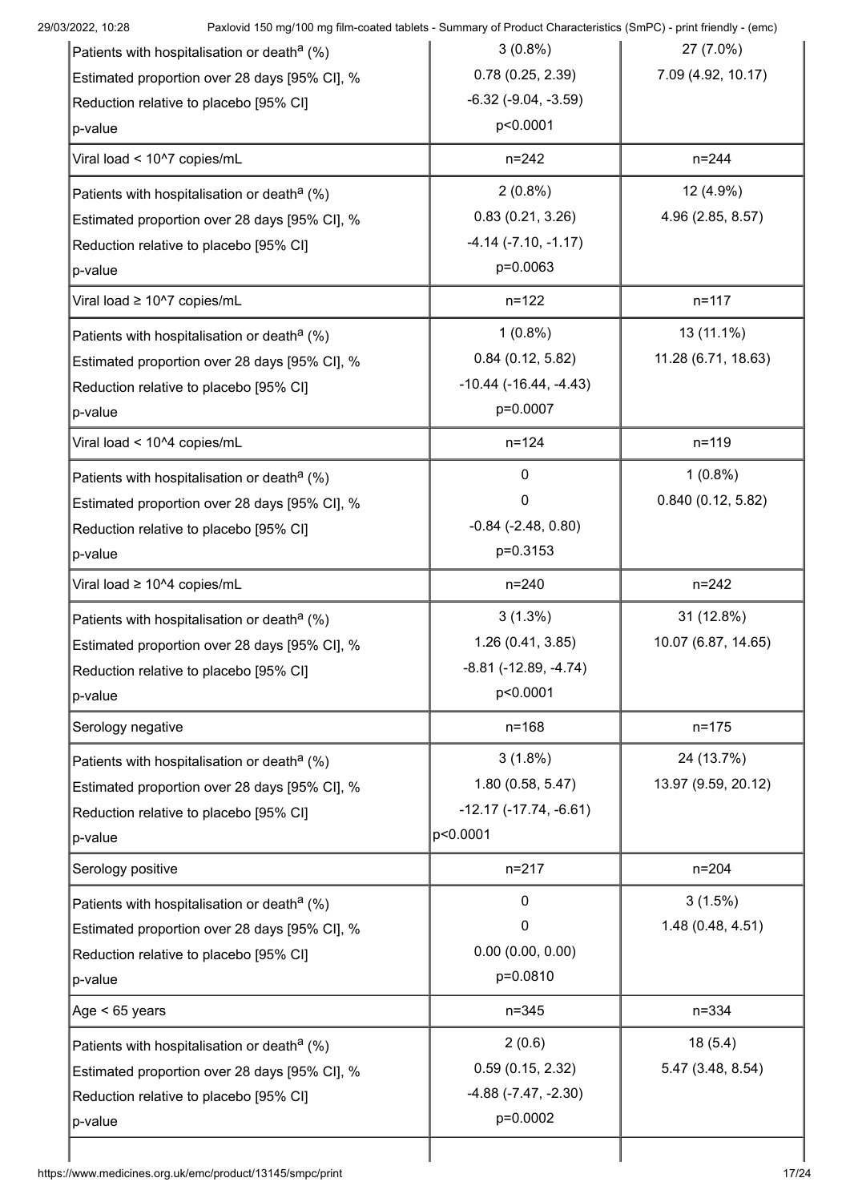| | | |
|---|---|---|
| Patients with hospitalisation or death[a] (%) | 3 (0.8%) | 27 (7.0%) |
| Estimated proportion over 28 days [95% CI], % | 0.78 (0.25, 2.39) | 7.09 (4.92, 10.17) |
| Reduction relative to placebo [95% CI] | -6.32 (-9.04, -3.59) | |
| p-value | p<0.0001 | |
| Viral load < 10^7 copies/mL | n=242 | n=244 |
| Patients with hospitalisation or death[a] (%) | 2 (0.8%) | 12 (4.9%) |
| Estimated proportion over 28 days [95% CI], % | 0.83 (0.21, 3.26) | 4.96 (2.85, 8.57) |
| Reduction relative to placebo [95% CI] | -4.14 (-7.10, -1.17) | |
| p-value | p=0.0063 | |
| Viral load ≥ 10^7 copies/mL | n=122 | n=117 |
| Patients with hospitalisation or death[a] (%) | 1 (0.8%) | 13 (11.1%) |
| Estimated proportion over 28 days [95% CI], % | 0.84 (0.12, 5.82) | 11.28 (6.71, 18.63) |
| Reduction relative to placebo [95% CI] | -10.44 (-16.44, -4.43) | |
| p-value | p=0.0007 | |
| Viral load < 10^4 copies/mL | n=124 | n=119 |
| Patients with hospitalisation or death[a] (%) | 0 | 1 (0.8%) |
| Estimated proportion over 28 days [95% CI], % | 0 | 0.840 (0.12, 5.82) |
| Reduction relative to placebo [95% CI] | -0.84 (-2.48, 0.80) | |
| p-value | p=0.3153 | |
| Viral load ≥ 10^4 copies/mL | n=240 | n=242 |
| Patients with hospitalisation or death[a] (%) | 3 (1.3%) | 31 (12.8%) |
| Estimated proportion over 28 days [95% CI], % | 1.26 (0.41, 3.85) | 10.07 (6.87, 14.65) |
| Reduction relative to placebo [95% CI] | -8.81 (-12.89, -4.74) | |
| p-value | p<0.0001 | |
| Serology negative | n=168 | n=175 |
| Patients with hospitalisation or death[a] (%) | 3 (1.8%) | 24 (13.7%) |
| Estimated proportion over 28 days [95% CI], % | 1.80 (0.58, 5.47) | 13.97 (9.59, 20.12) |
| Reduction relative to placebo [95% CI] | -12.17 (-17.74, -6.61) | |
| p-value | p<0.0001 | |
| Serology positive | n=217 | n=204 |
| Patients with hospitalisation or death[a] (%) | 0 | 3 (1.5%) |
| Estimated proportion over 28 days [95% CI], % | 0 | 1.48 (0.48, 4.51) |
| Reduction relative to placebo [95% CI] | 0.00 (0.00, 0.00) | |
| p-value | p=0.0810 | |
| Age < 65 years | n=345 | n=334 |
| Patients with hospitalisation or death[a] (%) | 2 (0.6) | 18 (5.4) |
| Estimated proportion over 28 days [95% CI], % | 0.59 (0.15, 2.32) | 5.47 (3.48, 8.54) |
| Reduction relative to placebo [95% CI] | -4.88 (-7.47, -2.30) | |
| p-value | p=0.0002 | |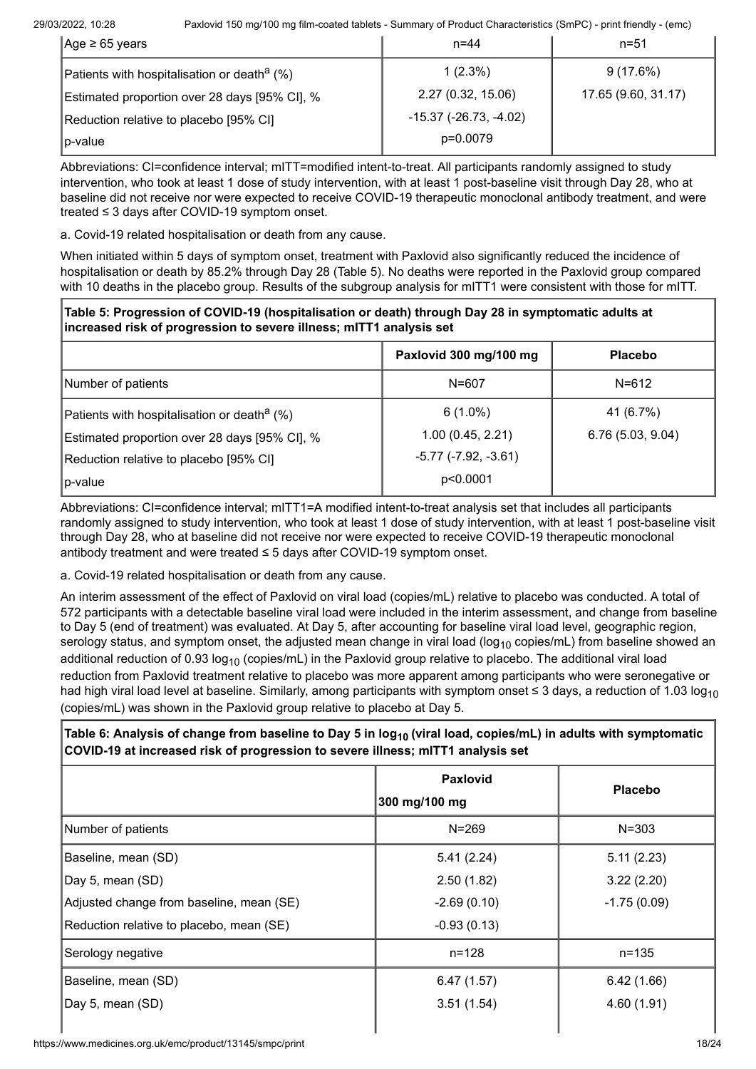| | | |
|---|---|---|
| Age ≥ 65 years | n=44 | n=51 |
| Patients with hospitalisation or death[a] (%) | 1 (2.3%) | 9 (17.6%) |
| Estimated proportion over 28 days [95% CI], % | 2.27 (0.32, 15.06) | 17.65 (9.60, 31.17) |
| Reduction relative to placebo [95% CI] | -15.37 (-26.73, -4.02) | |
| p-value | p=0.0079 | |

Abbreviations: CI=confidence interval; mITT=modified intent-to-treat. All participants randomly assigned to study intervention, who took at least 1 dose of study intervention, with at least 1 post-baseline visit through Day 28, who at baseline did not receive nor were expected to receive COVID-19 therapeutic monoclonal antibody treatment, and were treated ≤ 3 days after COVID-19 symptom onset.

a. Covid-19 related hospitalisation or death from any cause.

When initiated within 5 days of symptom onset, treatment with Paxlovid also significantly reduced the incidence of hospitalisation or death by 85.2% through Day 28 (Table 5). No deaths were reported in the Paxlovid group compared with 10 deaths in the placebo group. Results of the subgroup analysis for mITT1 were consistent with those for mITT.

**Table 5: Progression of COVID-19 (hospitalisation or death) through Day 28 in symptomatic adults at increased risk of progression to severe illness; mITT1 analysis set**

| | Paxlovid 300 mg/100 mg | Placebo |
|---|---|---|
| Number of patients | N=607 | N=612 |
| Patients with hospitalisation or death[a] (%) | 6 (1.0%) | 41 (6.7%) |
| Estimated proportion over 28 days [95% CI], % | 1.00 (0.45, 2.21) | 6.76 (5.03, 9.04) |
| Reduction relative to placebo [95% CI] | -5.77 (-7.92, -3.61) | |
| p-value | p<0.0001 | |

Abbreviations: CI=confidence interval; mITT1=A modified intent-to-treat analysis set that includes all participants randomly assigned to study intervention, who took at least 1 dose of study intervention, with at least 1 post-baseline visit through Day 28, who at baseline did not receive nor were expected to receive COVID-19 therapeutic monoclonal antibody treatment and were treated ≤ 5 days after COVID-19 symptom onset.

a. Covid-19 related hospitalisation or death from any cause.

An interim assessment of the effect of Paxlovid on viral load (copies/mL) relative to placebo was conducted. A total of 572 participants with a detectable baseline viral load were included in the interim assessment, and change from baseline to Day 5 (end of treatment) was evaluated. At Day 5, after accounting for baseline viral load level, geographic region, serology status, and symptom onset, the adjusted mean change in viral load ($\log_{10}$ copies/mL) from baseline showed an additional reduction of 0.93 $\log_{10}$ (copies/mL) in the Paxlovid group relative to placebo. The additional viral load reduction from Paxlovid treatment relative to placebo was more apparent among participants who were seronegative or had high viral load level at baseline. Similarly, among participants with symptom onset ≤ 3 days, a reduction of 1.03 $\log_{10}$ (copies/mL) was shown in the Paxlovid group relative to placebo at Day 5.

**Table 6: Analysis of change from baseline to Day 5 in $\log_{10}$ (viral load, copies/mL) in adults with symptomatic COVID-19 at increased risk of progression to severe illness; mITT1 analysis set**

| | Paxlovid 300 mg/100 mg | Placebo |
|---|---|---|
| Number of patients | N=269 | N=303 |
| Baseline, mean (SD) | 5.41 (2.24) | 5.11 (2.23) |
| Day 5, mean (SD) | 2.50 (1.82) | 3.22 (2.20) |
| Adjusted change from baseline, mean (SE) | -2.69 (0.10) | -1.75 (0.09) |
| Reduction relative to placebo, mean (SE) | -0.93 (0.13) | |
| Serology negative | n=128 | n=135 |
| Baseline, mean (SD) | 6.47 (1.57) | 6.42 (1.66) |
| Day 5, mean (SD) | 3.51 (1.54) | 4.60 (1.91) |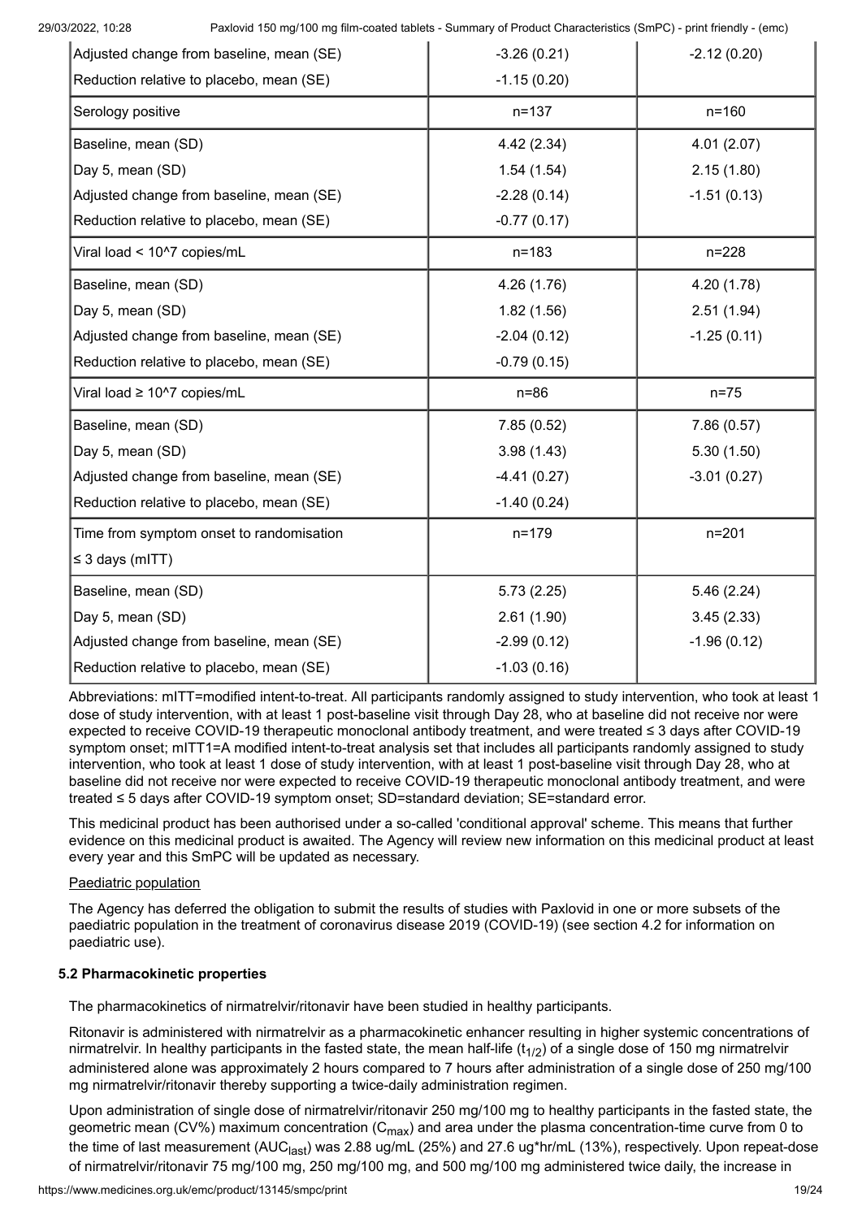| | | |
|---|---|---|
| Adjusted change from baseline, mean (SE) | -3.26 (0.21) | -2.12 (0.20) |
| Reduction relative to placebo, mean (SE) | -1.15 (0.20) | |
| Serology positive | n=137 | n=160 |
| Baseline, mean (SD) | 4.42 (2.34) | 4.01 (2.07) |
| Day 5, mean (SD) | 1.54 (1.54) | 2.15 (1.80) |
| Adjusted change from baseline, mean (SE) | -2.28 (0.14) | -1.51 (0.13) |
| Reduction relative to placebo, mean (SE) | -0.77 (0.17) | |
| Viral load < 10^7 copies/mL | n=183 | n=228 |
| Baseline, mean (SD) | 4.26 (1.76) | 4.20 (1.78) |
| Day 5, mean (SD) | 1.82 (1.56) | 2.51 (1.94) |
| Adjusted change from baseline, mean (SE) | -2.04 (0.12) | -1.25 (0.11) |
| Reduction relative to placebo, mean (SE) | -0.79 (0.15) | |
| Viral load ≥ 10^7 copies/mL | n=86 | n=75 |
| Baseline, mean (SD) | 7.85 (0.52) | 7.86 (0.57) |
| Day 5, mean (SD) | 3.98 (1.43) | 5.30 (1.50) |
| Adjusted change from baseline, mean (SE) | -4.41 (0.27) | -3.01 (0.27) |
| Reduction relative to placebo, mean (SE) | -1.40 (0.24) | |
| Time from symptom onset to randomisation ≤ 3 days (mITT) | n=179 | n=201 |
| Baseline, mean (SD) | 5.73 (2.25) | 5.46 (2.24) |
| Day 5, mean (SD) | 2.61 (1.90) | 3.45 (2.33) |
| Adjusted change from baseline, mean (SE) | -2.99 (0.12) | -1.96 (0.12) |
| Reduction relative to placebo, mean (SE) | -1.03 (0.16) | |

Abbreviations: mITT=modified intent-to-treat. All participants randomly assigned to study intervention, who took at least 1 dose of study intervention, with at least 1 post-baseline visit through Day 28, who at baseline did not receive nor were expected to receive COVID-19 therapeutic monoclonal antibody treatment, and were treated ≤ 3 days after COVID-19 symptom onset; mITT1=A modified intent-to-treat analysis set that includes all participants randomly assigned to study intervention, who took at least 1 dose of study intervention, with at least 1 post-baseline visit through Day 28, who at baseline did not receive nor were expected to receive COVID-19 therapeutic monoclonal antibody treatment, and were treated ≤ 5 days after COVID-19 symptom onset; SD=standard deviation; SE=standard error.

This medicinal product has been authorised under a so-called 'conditional approval' scheme. This means that further evidence on this medicinal product is awaited. The Agency will review new information on this medicinal product at least every year and this SmPC will be updated as necessary.

Paediatric population

The Agency has deferred the obligation to submit the results of studies with Paxlovid in one or more subsets of the paediatric population in the treatment of coronavirus disease 2019 (COVID-19) (see section 4.2 for information on paediatric use).

**5.2 Pharmacokinetic properties**

The pharmacokinetics of nirmatrelvir/ritonavir have been studied in healthy participants.

Ritonavir is administered with nirmatrelvir as a pharmacokinetic enhancer resulting in higher systemic concentrations of nirmatrelvir. In healthy participants in the fasted state, the mean half-life ($t_{1/2}$) of a single dose of 150 mg nirmatrelvir administered alone was approximately 2 hours compared to 7 hours after administration of a single dose of 250 mg/100 mg nirmatrelvir/ritonavir thereby supporting a twice-daily administration regimen.

Upon administration of single dose of nirmatrelvir/ritonavir 250 mg/100 mg to healthy participants in the fasted state, the geometric mean (CV%) maximum concentration ($C_{max}$) and area under the plasma concentration-time curve from 0 to the time of last measurement ($AUC_{last}$) was 2.88 ug/mL (25%) and 27.6 ug*hr/mL (13%), respectively. Upon repeat-dose of nirmatrelvir/ritonavir 75 mg/100 mg, 250 mg/100 mg, and 500 mg/100 mg administered twice daily, the increase in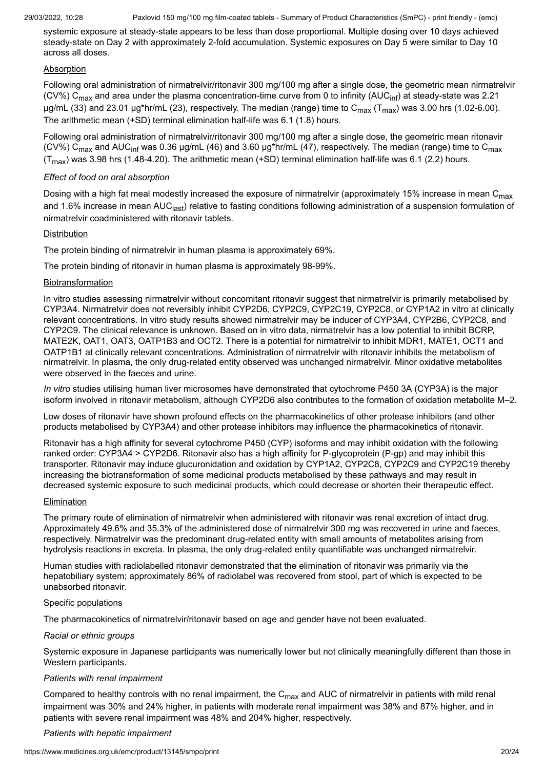systemic exposure at steady-state appears to be less than dose proportional. Multiple dosing over 10 days achieved steady-state on Day 2 with approximately 2-fold accumulation. Systemic exposures on Day 5 were similar to Day 10 across all doses.

Absorption

Following oral administration of nirmatrelvir/ritonavir 300 mg/100 mg after a single dose, the geometric mean nirmatrelvir (CV%) $C_{max}$ and area under the plasma concentration-time curve from 0 to infinity ($AUC_{inf}$) at steady-state was 2.21 µg/mL (33) and 23.01 µg*hr/mL (23), respectively. The median (range) time to $C_{max}$ ($T_{max}$) was 3.00 hrs (1.02-6.00). The arithmetic mean (+SD) terminal elimination half-life was 6.1 (1.8) hours.

Following oral administration of nirmatrelvir/ritonavir 300 mg/100 mg after a single dose, the geometric mean ritonavir (CV%) $C_{max}$ and $AUC_{inf}$ was 0.36 µg/mL (46) and 3.60 µg*hr/mL (47), respectively. The median (range) time to $C_{max}$ ($T_{max}$) was 3.98 hrs (1.48-4.20). The arithmetic mean (+SD) terminal elimination half-life was 6.1 (2.2) hours.

*Effect of food on oral absorption*

Dosing with a high fat meal modestly increased the exposure of nirmatrelvir (approximately 15% increase in mean $C_{max}$ and 1.6% increase in mean $AUC_{last}$) relative to fasting conditions following administration of a suspension formulation of nirmatrelvir coadministered with ritonavir tablets.

Distribution

The protein binding of nirmatrelvir in human plasma is approximately 69%.

The protein binding of ritonavir in human plasma is approximately 98-99%.

Biotransformation

In vitro studies assessing nirmatrelvir without concomitant ritonavir suggest that nirmatrelvir is primarily metabolised by CYP3A4. Nirmatrelvir does not reversibly inhibit CYP2D6, CYP2C9, CYP2C19, CYP2C8, or CYP1A2 in vitro at clinically relevant concentrations. In vitro study results showed nirmatrelvir may be inducer of CYP3A4, CYP2B6, CYP2C8, and CYP2C9. The clinical relevance is unknown. Based on in vitro data, nirmatrelvir has a low potential to inhibit BCRP, MATE2K, OAT1, OAT3, OATP1B3 and OCT2. There is a potential for nirmatrelvir to inhibit MDR1, MATE1, OCT1 and OATP1B1 at clinically relevant concentrations. Administration of nirmatrelvir with ritonavir inhibits the metabolism of nirmatrelvir. In plasma, the only drug-related entity observed was unchanged nirmatrelvir. Minor oxidative metabolites were observed in the faeces and urine.

*In vitro* studies utilising human liver microsomes have demonstrated that cytochrome P450 3A (CYP3A) is the major isoform involved in ritonavir metabolism, although CYP2D6 also contributes to the formation of oxidation metabolite M–2.

Low doses of ritonavir have shown profound effects on the pharmacokinetics of other protease inhibitors (and other products metabolised by CYP3A4) and other protease inhibitors may influence the pharmacokinetics of ritonavir.

Ritonavir has a high affinity for several cytochrome P450 (CYP) isoforms and may inhibit oxidation with the following ranked order: CYP3A4 > CYP2D6. Ritonavir also has a high affinity for P-glycoprotein (P-gp) and may inhibit this transporter. Ritonavir may induce glucuronidation and oxidation by CYP1A2, CYP2C8, CYP2C9 and CYP2C19 thereby increasing the biotransformation of some medicinal products metabolised by these pathways and may result in decreased systemic exposure to such medicinal products, which could decrease or shorten their therapeutic effect.

Elimination

The primary route of elimination of nirmatrelvir when administered with ritonavir was renal excretion of intact drug. Approximately 49.6% and 35.3% of the administered dose of nirmatrelvir 300 mg was recovered in urine and faeces, respectively. Nirmatrelvir was the predominant drug-related entity with small amounts of metabolites arising from hydrolysis reactions in excreta. In plasma, the only drug-related entity quantifiable was unchanged nirmatrelvir.

Human studies with radiolabelled ritonavir demonstrated that the elimination of ritonavir was primarily via the hepatobiliary system; approximately 86% of radiolabel was recovered from stool, part of which is expected to be unabsorbed ritonavir.

Specific populations

The pharmacokinetics of nirmatrelvir/ritonavir based on age and gender have not been evaluated.

*Racial or ethnic groups*

Systemic exposure in Japanese participants was numerically lower but not clinically meaningfully different than those in Western participants.

*Patients with renal impairment*

Compared to healthy controls with no renal impairment, the $C_{max}$ and AUC of nirmatrelvir in patients with mild renal impairment was 30% and 24% higher, in patients with moderate renal impairment was 38% and 87% higher, and in patients with severe renal impairment was 48% and 204% higher, respectively.

*Patients with hepatic impairment*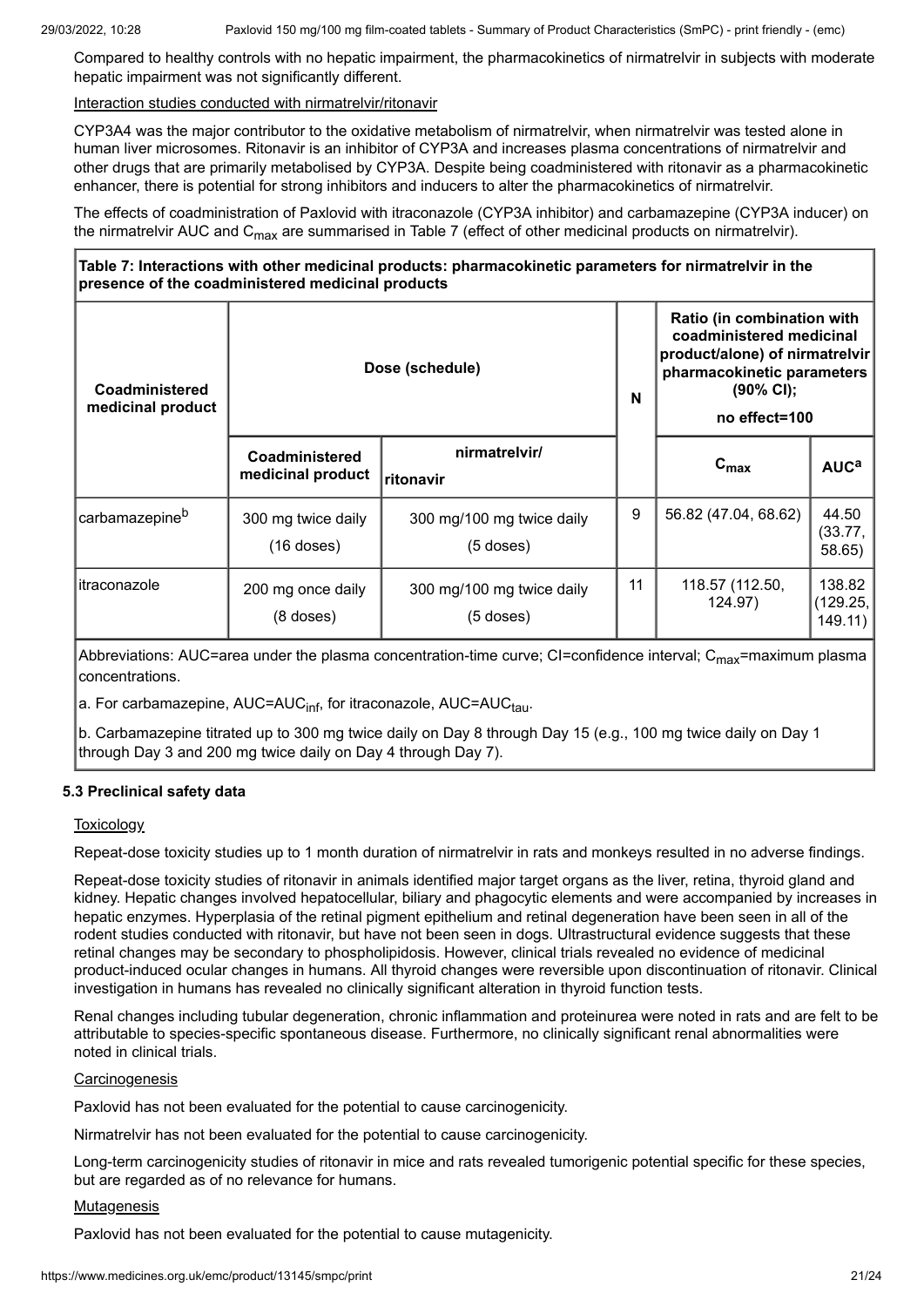Compared to healthy controls with no hepatic impairment, the pharmacokinetics of nirmatrelvir in subjects with moderate hepatic impairment was not significantly different.

Interaction studies conducted with nirmatrelvir/ritonavir

CYP3A4 was the major contributor to the oxidative metabolism of nirmatrelvir, when nirmatrelvir was tested alone in human liver microsomes. Ritonavir is an inhibitor of CYP3A and increases plasma concentrations of nirmatrelvir and other drugs that are primarily metabolised by CYP3A. Despite being coadministered with ritonavir as a pharmacokinetic enhancer, there is potential for strong inhibitors and inducers to alter the pharmacokinetics of nirmatrelvir.

The effects of coadministration of Paxlovid with itraconazole (CYP3A inhibitor) and carbamazepine (CYP3A inducer) on the nirmatrelvir AUC and $C_{max}$ are summarised in Table 7 (effect of other medicinal products on nirmatrelvir).

**Table 7: Interactions with other medicinal products: pharmacokinetic parameters for nirmatrelvir in the presence of the coadministered medicinal products**

| Coadministered medicinal product | Dose (schedule) | | N | Ratio (in combination with coadministered medicinal product/alone) of nirmatrelvir pharmacokinetic parameters (90% CI); no effect=100 | |
|---|---|---|---|---|---|
| | Coadministered medicinal product | nirmatrelvir/ ritonavir | | $C_{max}$ | AUC[a] |
| carbamazepine[b] | 300 mg twice daily (16 doses) | 300 mg/100 mg twice daily (5 doses) | 9 | 56.82 (47.04, 68.62) | 44.50 (33.77, 58.65) |
| itraconazole | 200 mg once daily (8 doses) | 300 mg/100 mg twice daily (5 doses) | 11 | 118.57 (112.50, 124.97) | 138.82 (129.25, 149.11) |

Abbreviations: AUC=area under the plasma concentration-time curve; CI=confidence interval; $C_{max}$=maximum plasma concentrations.

a. For carbamazepine, AUC=$AUC_{inf}$, for itraconazole, AUC=$AUC_{tau}$.

b. Carbamazepine titrated up to 300 mg twice daily on Day 8 through Day 15 (e.g., 100 mg twice daily on Day 1 through Day 3 and 200 mg twice daily on Day 4 through Day 7).

### 5.3 Preclinical safety data

Toxicology

Repeat-dose toxicity studies up to 1 month duration of nirmatrelvir in rats and monkeys resulted in no adverse findings.

Repeat-dose toxicity studies of ritonavir in animals identified major target organs as the liver, retina, thyroid gland and kidney. Hepatic changes involved hepatocellular, biliary and phagocytic elements and were accompanied by increases in hepatic enzymes. Hyperplasia of the retinal pigment epithelium and retinal degeneration have been seen in all of the rodent studies conducted with ritonavir, but have not been seen in dogs. Ultrastructural evidence suggests that these retinal changes may be secondary to phospholipidosis. However, clinical trials revealed no evidence of medicinal product-induced ocular changes in humans. All thyroid changes were reversible upon discontinuation of ritonavir. Clinical investigation in humans has revealed no clinically significant alteration in thyroid function tests.

Renal changes including tubular degeneration, chronic inflammation and proteinurea were noted in rats and are felt to be attributable to species-specific spontaneous disease. Furthermore, no clinically significant renal abnormalities were noted in clinical trials.

Carcinogenesis

Paxlovid has not been evaluated for the potential to cause carcinogenicity.

Nirmatrelvir has not been evaluated for the potential to cause carcinogenicity.

Long-term carcinogenicity studies of ritonavir in mice and rats revealed tumorigenic potential specific for these species, but are regarded as of no relevance for humans.

Mutagenesis

Paxlovid has not been evaluated for the potential to cause mutagenicity.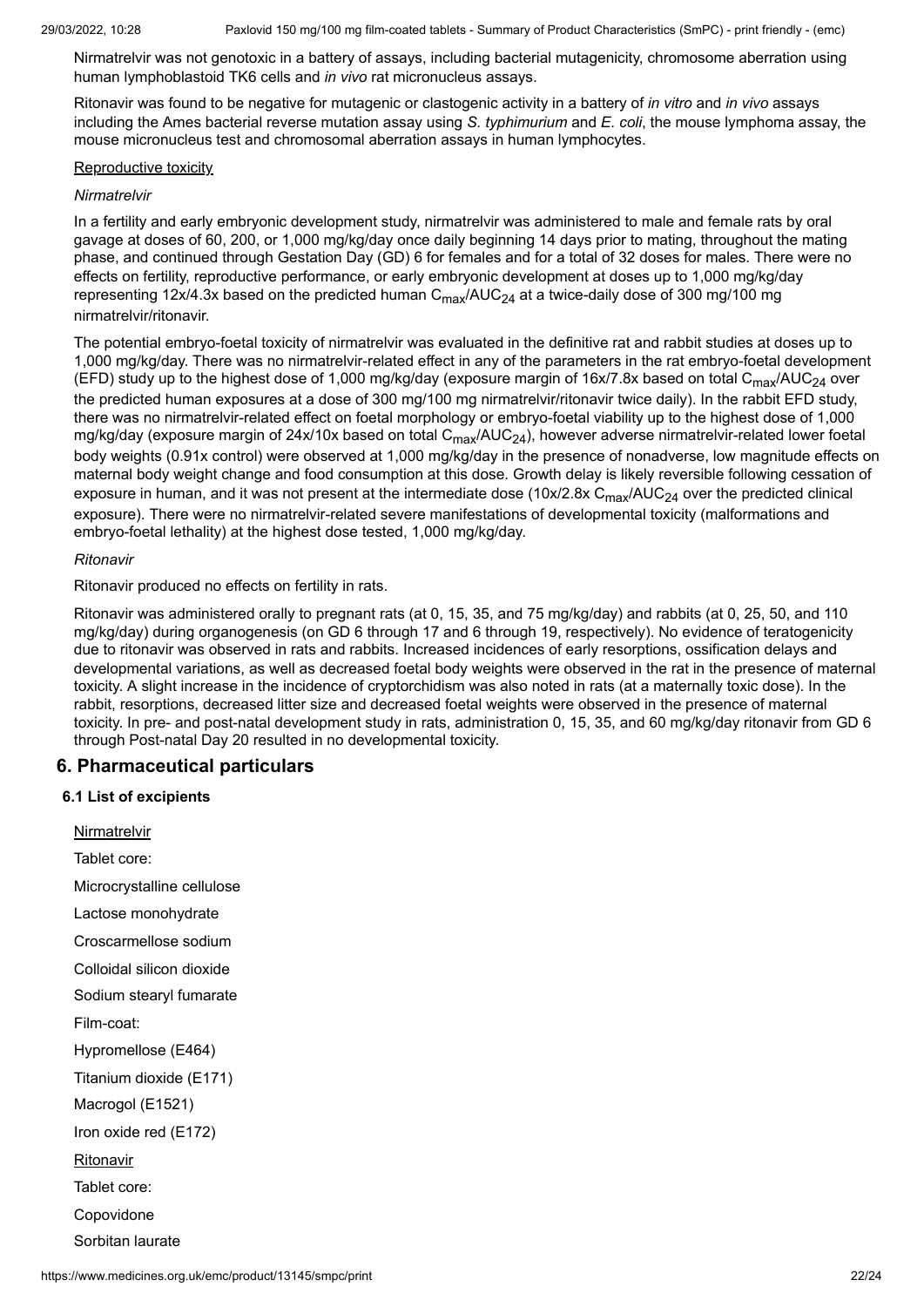Nirmatrelvir was not genotoxic in a battery of assays, including bacterial mutagenicity, chromosome aberration using human lymphoblastoid TK6 cells and *in vivo* rat micronucleus assays.

Ritonavir was found to be negative for mutagenic or clastogenic activity in a battery of *in vitro* and *in vivo* assays including the Ames bacterial reverse mutation assay using *S. typhimurium* and *E. coli*, the mouse lymphoma assay, the mouse micronucleus test and chromosomal aberration assays in human lymphocytes.

Reproductive toxicity

*Nirmatrelvir*

In a fertility and early embryonic development study, nirmatrelvir was administered to male and female rats by oral gavage at doses of 60, 200, or 1,000 mg/kg/day once daily beginning 14 days prior to mating, throughout the mating phase, and continued through Gestation Day (GD) 6 for females and for a total of 32 doses for males. There were no effects on fertility, reproductive performance, or early embryonic development at doses up to 1,000 mg/kg/day representing 12x/4.3x based on the predicted human $C_{max}$/$AUC_{24}$ at a twice-daily dose of 300 mg/100 mg nirmatrelvir/ritonavir.

The potential embryo-foetal toxicity of nirmatrelvir was evaluated in the definitive rat and rabbit studies at doses up to 1,000 mg/kg/day. There was no nirmatrelvir-related effect in any of the parameters in the rat embryo-foetal development (EFD) study up to the highest dose of 1,000 mg/kg/day (exposure margin of 16x/7.8x based on total $C_{max}$/$AUC_{24}$ over the predicted human exposures at a dose of 300 mg/100 mg nirmatrelvir/ritonavir twice daily). In the rabbit EFD study, there was no nirmatrelvir-related effect on foetal morphology or embryo-foetal viability up to the highest dose of 1,000 mg/kg/day (exposure margin of 24x/10x based on total $C_{max}$/$AUC_{24}$), however adverse nirmatrelvir-related lower foetal body weights (0.91x control) were observed at 1,000 mg/kg/day in the presence of nonadverse, low magnitude effects on maternal body weight change and food consumption at this dose. Growth delay is likely reversible following cessation of exposure in human, and it was not present at the intermediate dose (10x/2.8x $C_{max}$/$AUC_{24}$ over the predicted clinical exposure). There were no nirmatrelvir-related severe manifestations of developmental toxicity (malformations and embryo-foetal lethality) at the highest dose tested, 1,000 mg/kg/day.

*Ritonavir*

Ritonavir produced no effects on fertility in rats.

Ritonavir was administered orally to pregnant rats (at 0, 15, 35, and 75 mg/kg/day) and rabbits (at 0, 25, 50, and 110 mg/kg/day) during organogenesis (on GD 6 through 17 and 6 through 19, respectively). No evidence of teratogenicity due to ritonavir was observed in rats and rabbits. Increased incidences of early resorptions, ossification delays and developmental variations, as well as decreased foetal body weights were observed in the rat in the presence of maternal toxicity. A slight increase in the incidence of cryptorchidism was also noted in rats (at a maternally toxic dose). In the rabbit, resorptions, decreased litter size and decreased foetal weights were observed in the presence of maternal toxicity. In pre- and post-natal development study in rats, administration 0, 15, 35, and 60 mg/kg/day ritonavir from GD 6 through Post-natal Day 20 resulted in no developmental toxicity.

## 6. Pharmaceutical particulars

### 6.1 List of excipients

Nirmatrelvir

Tablet core:

Microcrystalline cellulose

Lactose monohydrate

Croscarmellose sodium

Colloidal silicon dioxide

Sodium stearyl fumarate

Film-coat:

Hypromellose (E464)

Titanium dioxide (E171)

Macrogol (E1521)

Iron oxide red (E172)

Ritonavir

Tablet core:

Copovidone

Sorbitan laurate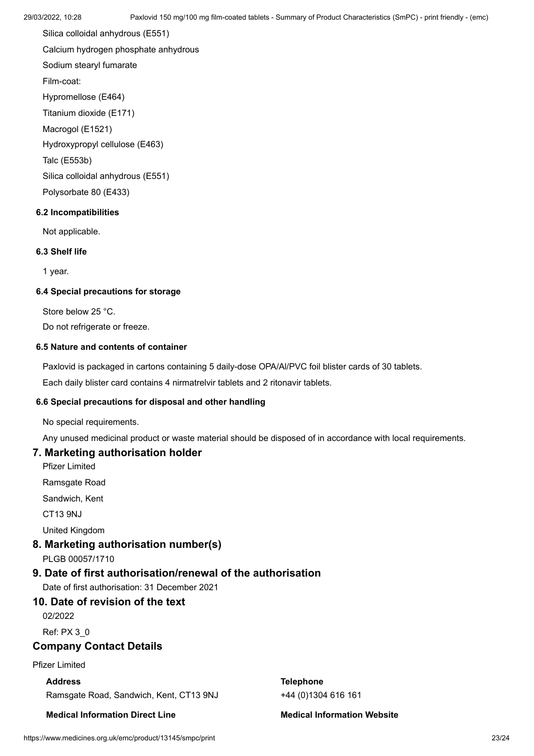Silica colloidal anhydrous (E551)

Calcium hydrogen phosphate anhydrous

Sodium stearyl fumarate

Film-coat:

Hypromellose (E464)

Titanium dioxide (E171)

Macrogol (E1521)

Hydroxypropyl cellulose (E463)

Talc (E553b)

Silica colloidal anhydrous (E551)

Polysorbate 80 (E433)

### 6.2 Incompatibilities

Not applicable.

### 6.3 Shelf life

1 year.

### 6.4 Special precautions for storage

Store below 25 °C.

Do not refrigerate or freeze.

### 6.5 Nature and contents of container

Paxlovid is packaged in cartons containing 5 daily-dose OPA/Al/PVC foil blister cards of 30 tablets.

Each daily blister card contains 4 nirmatrelvir tablets and 2 ritonavir tablets.

### 6.6 Special precautions for disposal and other handling

No special requirements.

Any unused medicinal product or waste material should be disposed of in accordance with local requirements.

## 7. Marketing authorisation holder

Pfizer Limited

Ramsgate Road

Sandwich, Kent

CT13 9NJ

United Kingdom

## 8. Marketing authorisation number(s)

PLGB 00057/1710

## 9. Date of first authorisation/renewal of the authorisation

Date of first authorisation: 31 December 2021

## 10. Date of revision of the text

02/2022

Ref: PX 3_0

## Company Contact Details

Pfizer Limited

**Address**

Ramsgate Road, Sandwich, Kent, CT13 9NJ

**Telephone**

+44 (0)1304 616 161

**Medical Information Direct Line**

**Medical Information Website**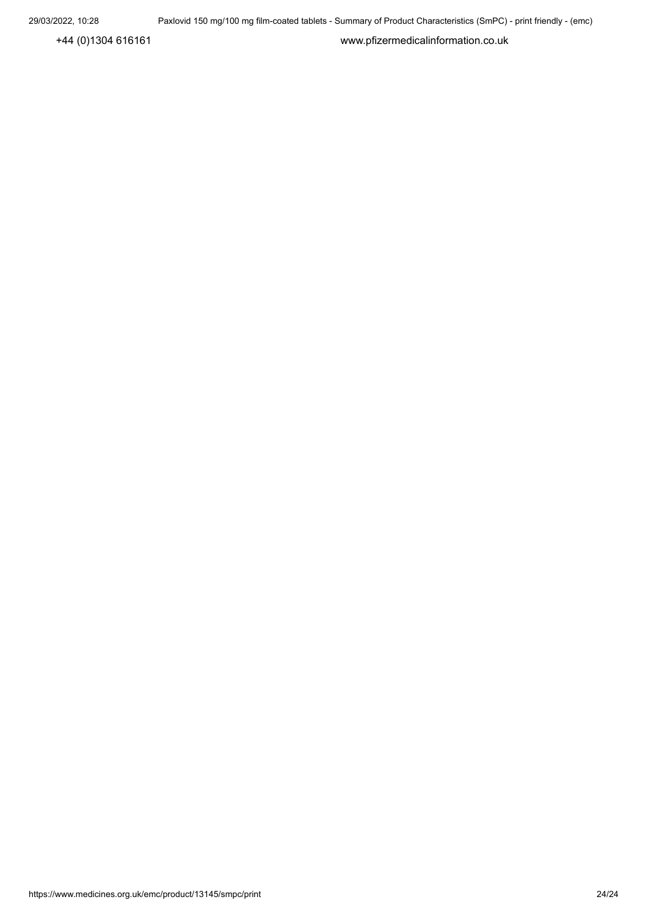+44 (0)1304 616161 www.pfizermedicalinformation.co.uk